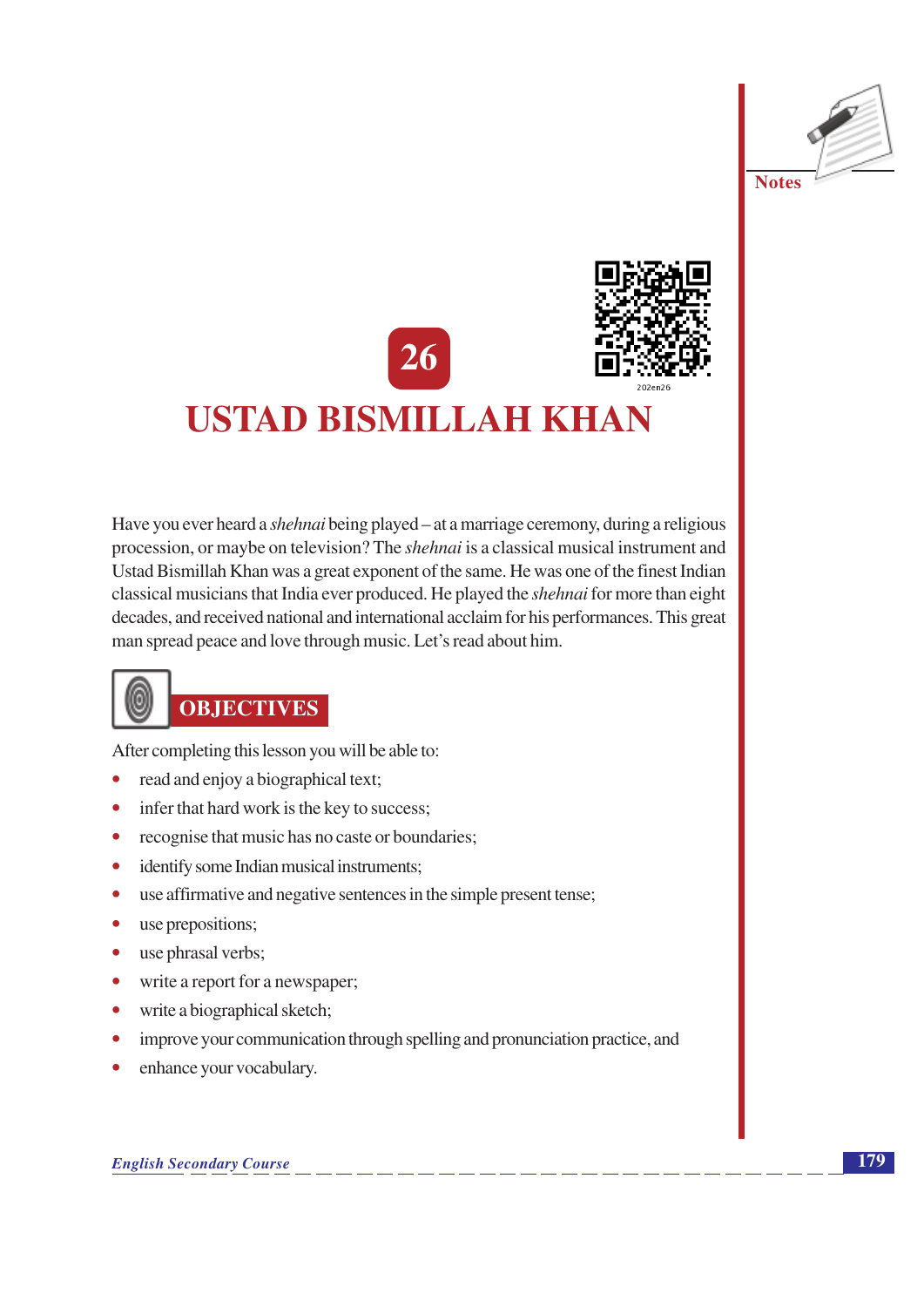# 26

# USTAD BISMILLAH KHAN

Have you ever heard a *shehnai* being played – at a marriage ceremony, during a religious procession, or maybe on television? The *shehnai* is a classical musical instrument and Ustad Bismillah Khan was a great exponent of the same. He was one of the finest Indian classical musicians that India ever produced. He played the *shehnai* for more than eight decades, and received national and international acclaim for his performances. This great man spread peace and love through music. Let's read about him.

## OBJECTIVES

After completing this lesson you will be able to:

- read and enjoy a biographical text;
- infer that hard work is the key to success;
- recognise that music has no caste or boundaries;
- identify some Indian musical instruments;
- use affirmative and negative sentences in the simple present tense;
- use prepositions;
- use phrasal verbs;
- write a report for a newspaper;
- write a biographical sketch;
- improve your communication through spelling and pronunciation practice, and
- enhance your vocabulary.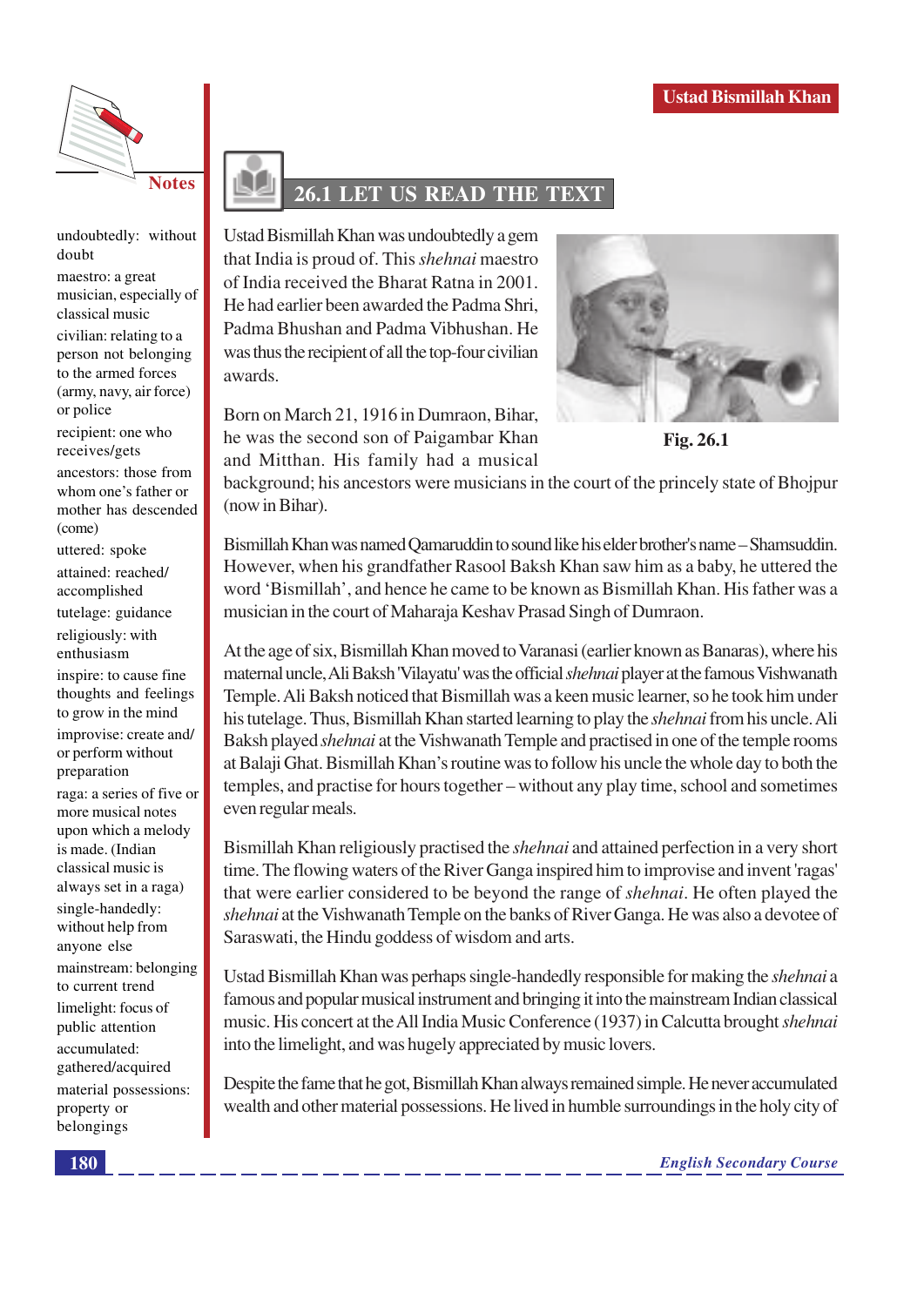## 26.1 LET US READ THE TEXT

Ustad Bismillah Khan was undoubtedly a gem that India is proud of. This *shehnai* maestro of India received the Bharat Ratna in 2001. He had earlier been awarded the Padma Shri, Padma Bhushan and Padma Vibhushan. He was thus the recipient of all the top-four civilian awards.

Fig. 26.1

Born on March 21, 1916 in Dumraon, Bihar, he was the second son of Paigambar Khan and Mitthan. His family had a musical background; his ancestors were musicians in the court of the princely state of Bhojpur (now in Bihar).

Bismillah Khan was named Qamaruddin to sound like his elder brother's name – Shamsuddin. However, when his grandfather Rasool Baksh Khan saw him as a baby, he uttered the word 'Bismillah', and hence he came to be known as Bismillah Khan. His father was a musician in the court of Maharaja Keshav Prasad Singh of Dumraon.

At the age of six, Bismillah Khan moved to Varanasi (earlier known as Banaras), where his maternal uncle, Ali Baksh 'Vilayatu' was the official *shehnai* player at the famous Vishwanath Temple. Ali Baksh noticed that Bismillah was a keen music learner, so he took him under his tutelage. Thus, Bismillah Khan started learning to play the *shehnai* from his uncle. Ali Baksh played *shehnai* at the Vishwanath Temple and practised in one of the temple rooms at Balaji Ghat. Bismillah Khan's routine was to follow his uncle the whole day to both the temples, and practise for hours together – without any play time, school and sometimes even regular meals.

Bismillah Khan religiously practised the *shehnai* and attained perfection in a very short time. The flowing waters of the River Ganga inspired him to improvise and invent 'ragas' that were earlier considered to be beyond the range of *shehnai*. He often played the *shehnai* at the Vishwanath Temple on the banks of River Ganga. He was also a devotee of Saraswati, the Hindu goddess of wisdom and arts.

Ustad Bismillah Khan was perhaps single-handedly responsible for making the *shehnai* a famous and popular musical instrument and bringing it into the mainstream Indian classical music. His concert at the All India Music Conference (1937) in Calcutta brought *shehnai* into the limelight, and was hugely appreciated by music lovers.

Despite the fame that he got, Bismillah Khan always remained simple. He never accumulated wealth and other material possessions. He lived in humble surroundings in the holy city of

**Notes**

- undoubtedly: without doubt
- maestro: a great musician, especially of classical music
- civilian: relating to a person not belonging to the armed forces (army, navy, air force) or police
- recipient: one who receives/gets
- ancestors: those from whom one's father or mother has descended (come)
- uttered: spoke
- attained: reached/ accomplished
- tutelage: guidance
- religiously: with enthusiasm
- inspire: to cause fine thoughts and feelings to grow in the mind
- improvise: create and/ or perform without preparation
- raga: a series of five or more musical notes upon which a melody is made. (Indian classical music is always set in a raga)
- single-handedly: without help from anyone else
- mainstream: belonging to current trend
- limelight: focus of public attention
- accumulated: gathered/acquired
- material possessions: property or belongings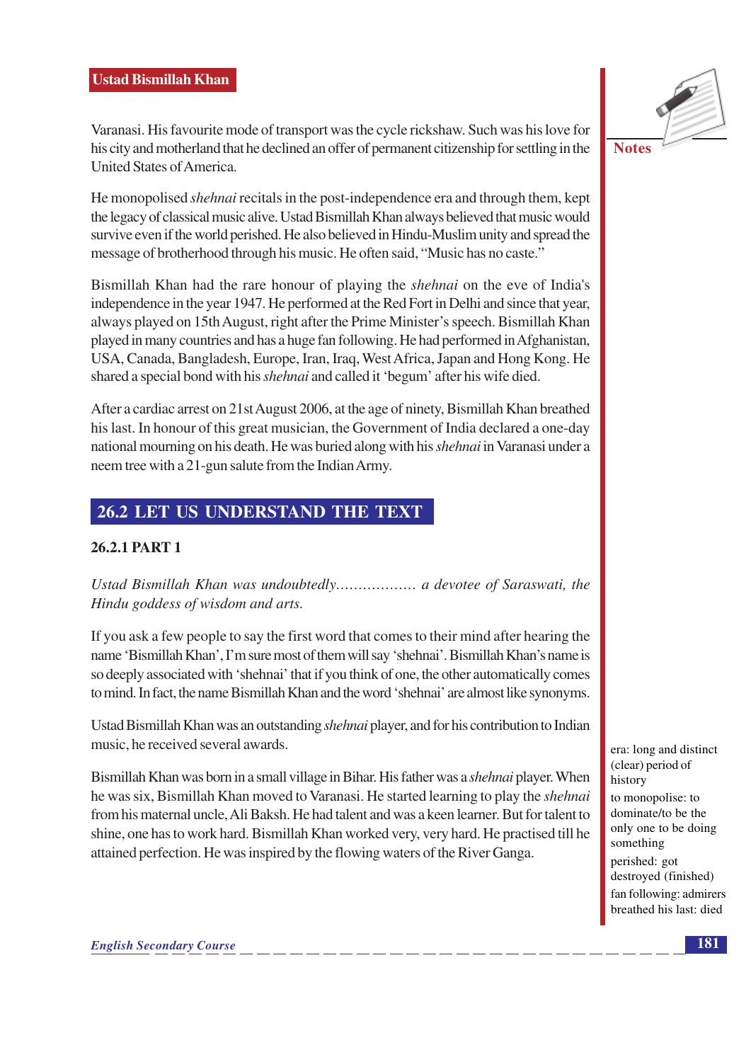Varanasi. His favourite mode of transport was the cycle rickshaw. Such was his love for his city and motherland that he declined an offer of permanent citizenship for settling in the United States of America.

He monopolised *shehnai* recitals in the post-independence era and through them, kept the legacy of classical music alive. Ustad Bismillah Khan always believed that music would survive even if the world perished. He also believed in Hindu-Muslim unity and spread the message of brotherhood through his music. He often said, "Music has no caste."

Bismillah Khan had the rare honour of playing the *shehnai* on the eve of India's independence in the year 1947. He performed at the Red Fort in Delhi and since that year, always played on 15th August, right after the Prime Minister's speech. Bismillah Khan played in many countries and has a huge fan following. He had performed in Afghanistan, USA, Canada, Bangladesh, Europe, Iran, Iraq, West Africa, Japan and Hong Kong. He shared a special bond with his *shehnai* and called it 'begum' after his wife died.

After a cardiac arrest on 21st August 2006, at the age of ninety, Bismillah Khan breathed his last. In honour of this great musician, the Government of India declared a one-day national mourning on his death. He was buried along with his *shehnai* in Varanasi under a neem tree with a 21-gun salute from the Indian Army.

## 26.2 LET US UNDERSTAND THE TEXT

### 26.2.1 PART 1

*Ustad Bismillah Khan was undoubtedly.................. a devotee of Saraswati, the Hindu goddess of wisdom and arts.*

If you ask a few people to say the first word that comes to their mind after hearing the name 'Bismillah Khan', I'm sure most of them will say 'shehnai'. Bismillah Khan's name is so deeply associated with 'shehnai' that if you think of one, the other automatically comes to mind. In fact, the name Bismillah Khan and the word 'shehnai' are almost like synonyms.

Ustad Bismillah Khan was an outstanding *shehnai* player, and for his contribution to Indian music, he received several awards.

Bismillah Khan was born in a small village in Bihar. His father was a *shehnai* player. When he was six, Bismillah Khan moved to Varanasi. He started learning to play the *shehnai* from his maternal uncle, Ali Baksh. He had talent and was a keen learner. But for talent to shine, one has to work hard. Bismillah Khan worked very, very hard. He practised till he attained perfection. He was inspired by the flowing waters of the River Ganga.

**Notes**

era: long and distinct (clear) period of history

to monopolise: to dominate/to be the only one to be doing something

perished: got destroyed (finished)

fan following: admirers

breathed his last: died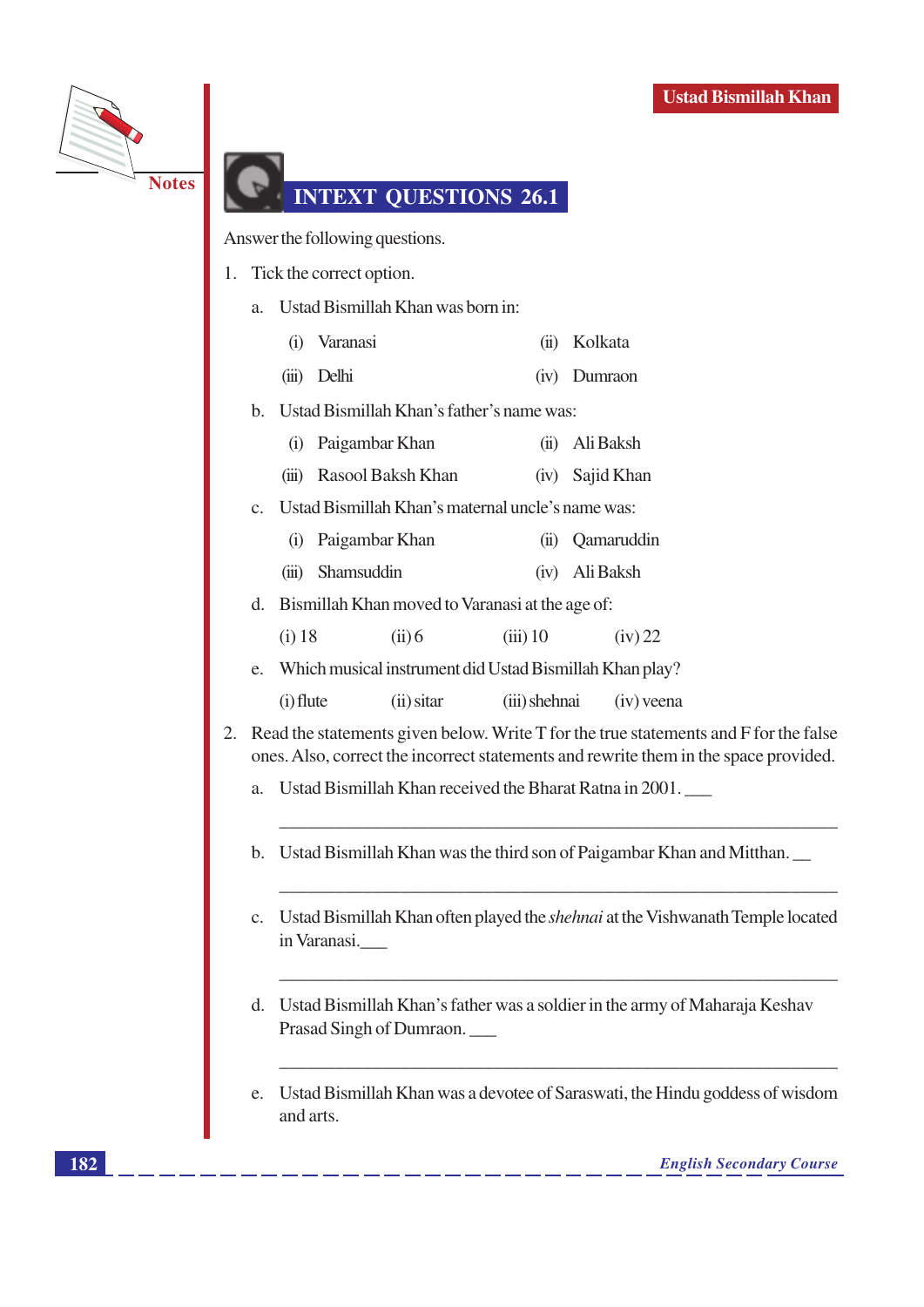## INTEXT QUESTIONS 26.1

Answer the following questions.

1. Tick the correct option.

   a. Ustad Bismillah Khan was born in:

      (i) Varanasi  (ii) Kolkata

      (iii) Delhi  (iv) Dumraon

   b. Ustad Bismillah Khan's father's name was:

      (i) Paigambar Khan  (ii) Ali Baksh

      (iii) Rasool Baksh Khan  (iv) Sajid Khan

   c. Ustad Bismillah Khan's maternal uncle's name was:

      (i) Paigambar Khan  (ii) Qamaruddin

      (iii) Shamsuddin  (iv) Ali Baksh

   d. Bismillah Khan moved to Varanasi at the age of:

      (i) 18  (ii) 6  (iii) 10  (iv) 22

   e. Which musical instrument did Ustad Bismillah Khan play?

      (i) flute  (ii) sitar  (iii) shehnai  (iv) veena

2. Read the statements given below. Write T for the true statements and F for the false ones. Also, correct the incorrect statements and rewrite them in the space provided.

   a. Ustad Bismillah Khan received the Bharat Ratna in 2001. ___

      ______________________________________________

   b. Ustad Bismillah Khan was the third son of Paigambar Khan and Mitthan. __

      ______________________________________________

   c. Ustad Bismillah Khan often played the *shehnai* at the Vishwanath Temple located in Varanasi.___

      ______________________________________________

   d. Ustad Bismillah Khan's father was a soldier in the army of Maharaja Keshav Prasad Singh of Dumraon. ___

      ______________________________________________

   e. Ustad Bismillah Khan was a devotee of Saraswati, the Hindu goddess of wisdom and arts.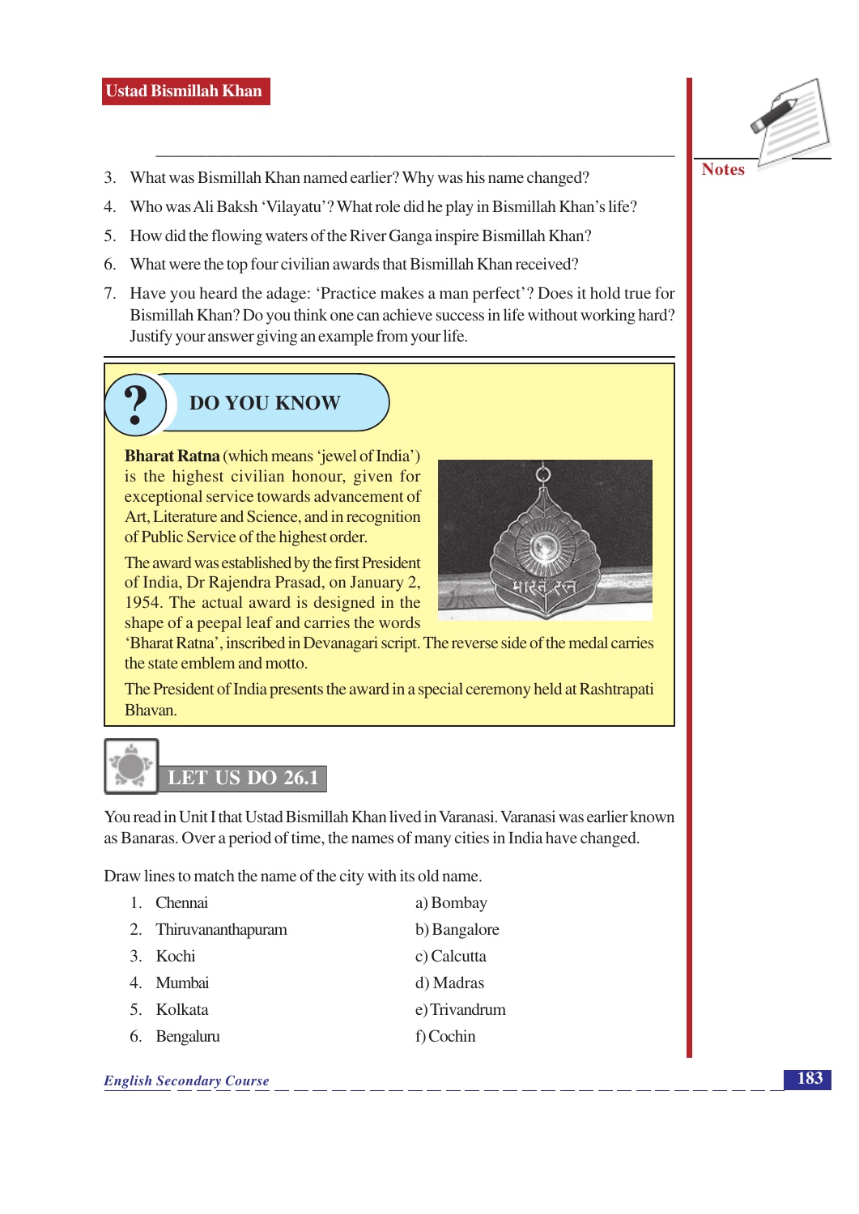3. What was Bismillah Khan named earlier? Why was his name changed?
4. Who was Ali Baksh 'Vilayatu'? What role did he play in Bismillah Khan's life?
5. How did the flowing waters of the River Ganga inspire Bismillah Khan?
6. What were the top four civilian awards that Bismillah Khan received?
7. Have you heard the adage: 'Practice makes a man perfect'? Does it hold true for Bismillah Khan? Do you think one can achieve success in life without working hard? Justify your answer giving an example from your life.

## DO YOU KNOW

**Bharat Ratna** (which means 'jewel of India') is the highest civilian honour, given for exceptional service towards advancement of Art, Literature and Science, and in recognition of Public Service of the highest order.

The award was established by the first President of India, Dr Rajendra Prasad, on January 2, 1954. The actual award is designed in the shape of a peepal leaf and carries the words 'Bharat Ratna', inscribed in Devanagari script. The reverse side of the medal carries the state emblem and motto.

The President of India presents the award in a special ceremony held at Rashtrapati Bhavan.

## LET US DO 26.1

You read in Unit I that Ustad Bismillah Khan lived in Varanasi. Varanasi was earlier known as Banaras. Over a period of time, the names of many cities in India have changed.

Draw lines to match the name of the city with its old name.

| | |
|---|---|
| 1. Chennai | a) Bombay |
| 2. Thiruvananthapuram | b) Bangalore |
| 3. Kochi | c) Calcutta |
| 4. Mumbai | d) Madras |
| 5. Kolkata | e) Trivandrum |
| 6. Bengaluru | f) Cochin |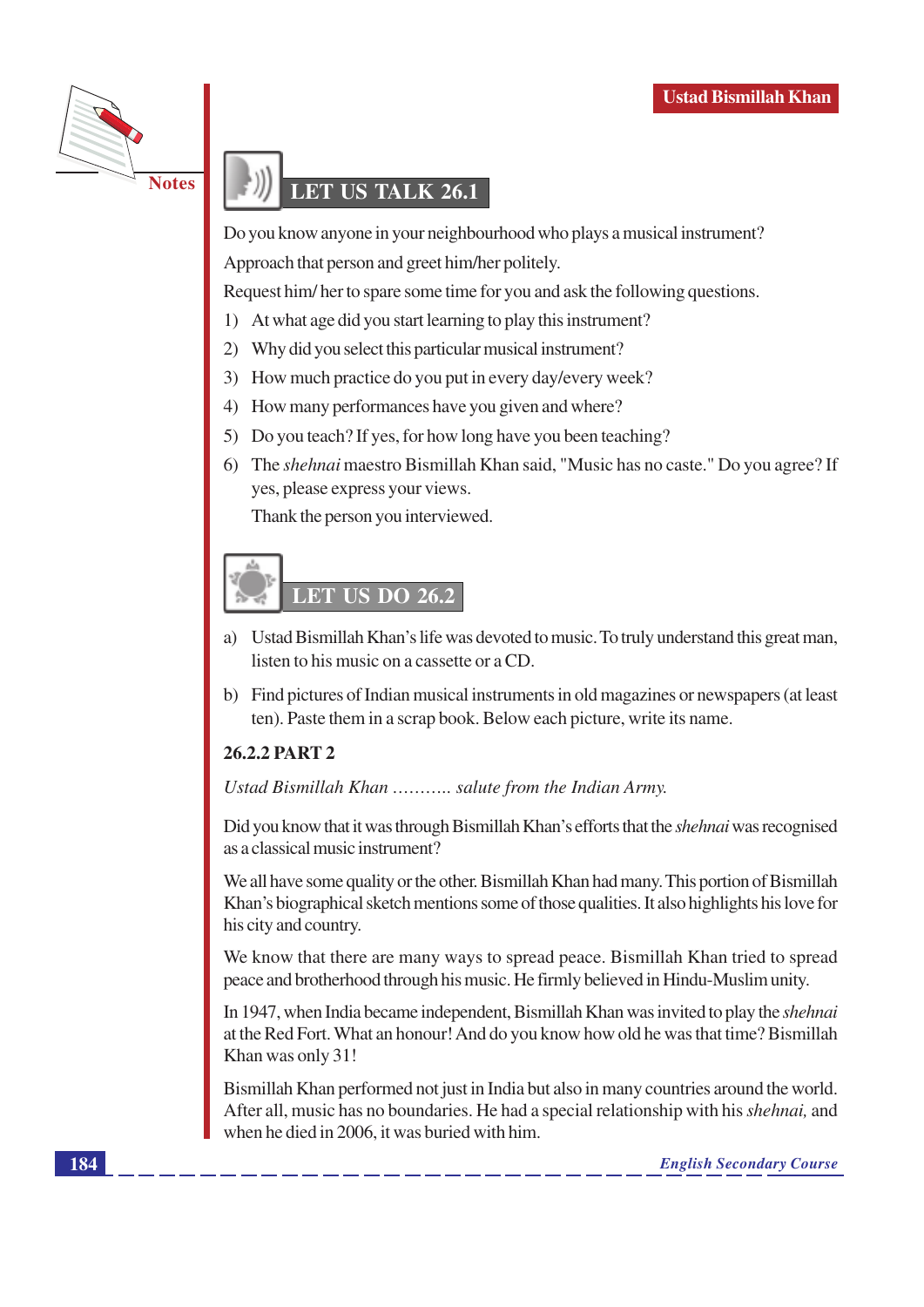## LET US TALK 26.1

Do you know anyone in your neighbourhood who plays a musical instrument?

Approach that person and greet him/her politely.

Request him/ her to spare some time for you and ask the following questions.

1) At what age did you start learning to play this instrument?
2) Why did you select this particular musical instrument?
3) How much practice do you put in every day/every week?
4) How many performances have you given and where?
5) Do you teach? If yes, for how long have you been teaching?
6) The *shehnai* maestro Bismillah Khan said, "Music has no caste." Do you agree? If yes, please express your views.

   Thank the person you interviewed.

## LET US DO 26.2

a) Ustad Bismillah Khan's life was devoted to music. To truly understand this great man, listen to his music on a cassette or a CD.

b) Find pictures of Indian musical instruments in old magazines or newspapers (at least ten). Paste them in a scrap book. Below each picture, write its name.

### 26.2.2 PART 2

*Ustad Bismillah Khan ........... salute from the Indian Army.*

Did you know that it was through Bismillah Khan's efforts that the *shehnai* was recognised as a classical music instrument?

We all have some quality or the other. Bismillah Khan had many. This portion of Bismillah Khan's biographical sketch mentions some of those qualities. It also highlights his love for his city and country.

We know that there are many ways to spread peace. Bismillah Khan tried to spread peace and brotherhood through his music. He firmly believed in Hindu-Muslim unity.

In 1947, when India became independent, Bismillah Khan was invited to play the *shehnai* at the Red Fort. What an honour! And do you know how old he was that time? Bismillah Khan was only 31!

Bismillah Khan performed not just in India but also in many countries around the world. After all, music has no boundaries. He had a special relationship with his *shehnai,* and when he died in 2006, it was buried with him.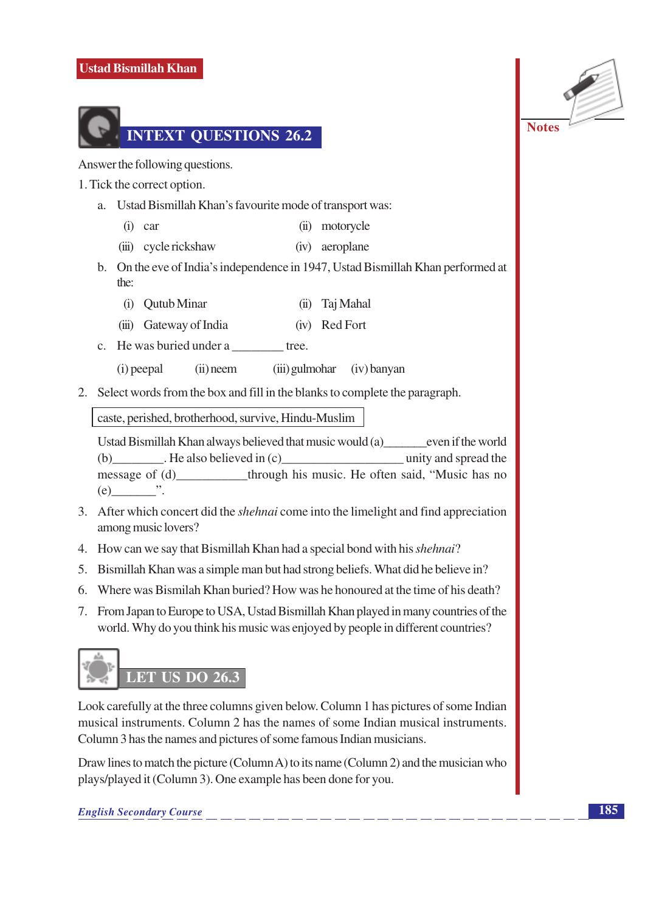## INTEXT QUESTIONS 26.2

Answer the following questions.

1. Tick the correct option.

   a. Ustad Bismillah Khan's favourite mode of transport was:

      (i) car (ii) motorcycle

      (iii) cycle rickshaw (iv) aeroplane

   b. On the eve of India's independence in 1947, Ustad Bismillah Khan performed at the:

      (i) Qutub Minar (ii) Taj Mahal

      (iii) Gateway of India (iv) Red Fort

   c. He was buried under a ________ tree.

      (i) peepal (ii) neem (iii) gulmohar (iv) banyan

2. Select words from the box and fill in the blanks to complete the paragraph.

   | caste, perished, brotherhood, survive, Hindu-Muslim |
   |---|

   Ustad Bismillah Khan always believed that music would (a)_______even if the world (b)________. He also believed in (c)___________________ unity and spread the message of (d)___________through his music. He often said, "Music has no (e)_______".

3. After which concert did the *shehnai* come into the limelight and find appreciation among music lovers?

4. How can we say that Bismillah Khan had a special bond with his *shehnai*?

5. Bismillah Khan was a simple man but had strong beliefs. What did he believe in?

6. Where was Bismilah Khan buried? How was he honoured at the time of his death?

7. From Japan to Europe to USA, Ustad Bismillah Khan played in many countries of the world. Why do you think his music was enjoyed by people in different countries?

## LET US DO 26.3

Look carefully at the three columns given below. Column 1 has pictures of some Indian musical instruments. Column 2 has the names of some Indian musical instruments. Column 3 has the names and pictures of some famous Indian musicians.

Draw lines to match the picture (Column A) to its name (Column 2) and the musician who plays/played it (Column 3). One example has been done for you.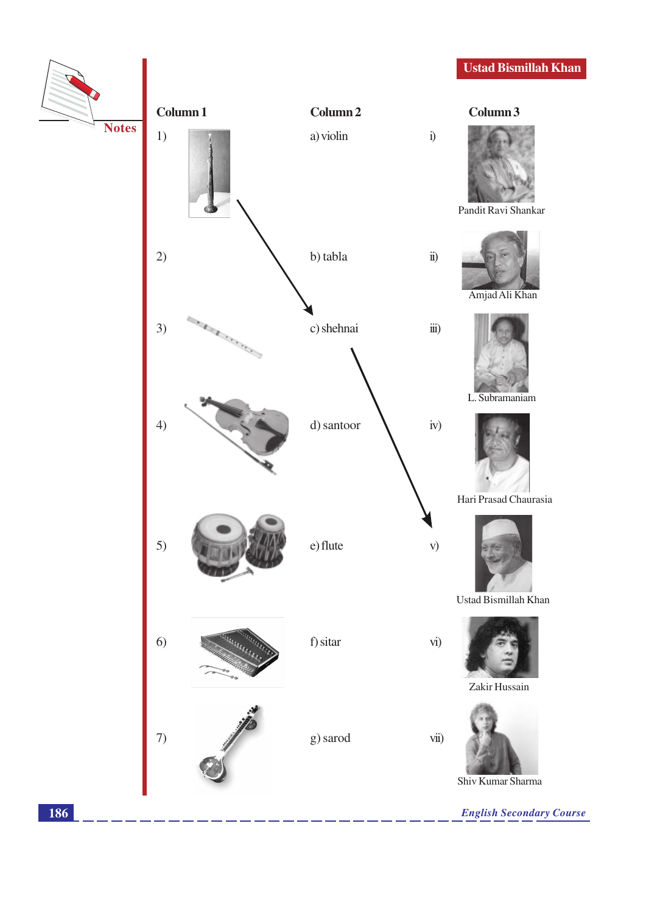| Column 1 | Column 2 | | Column 3 |
|---|---|---|---|
| 1) | a) violin | i) | Pandit Ravi Shankar |
| 2) | b) tabla | ii) | Amjad Ali Khan |
| 3) | c) shehnai | iii) | L. Subramaniam |
| 4) | d) santoor | iv) | Hari Prasad Chaurasia |
| 5) | e) flute | v) | Ustad Bismillah Khan |
| 6) | f) sitar | vi) | Zakir Hussain |
| 7) | g) sarod | vii) | Shiv Kumar Sharma |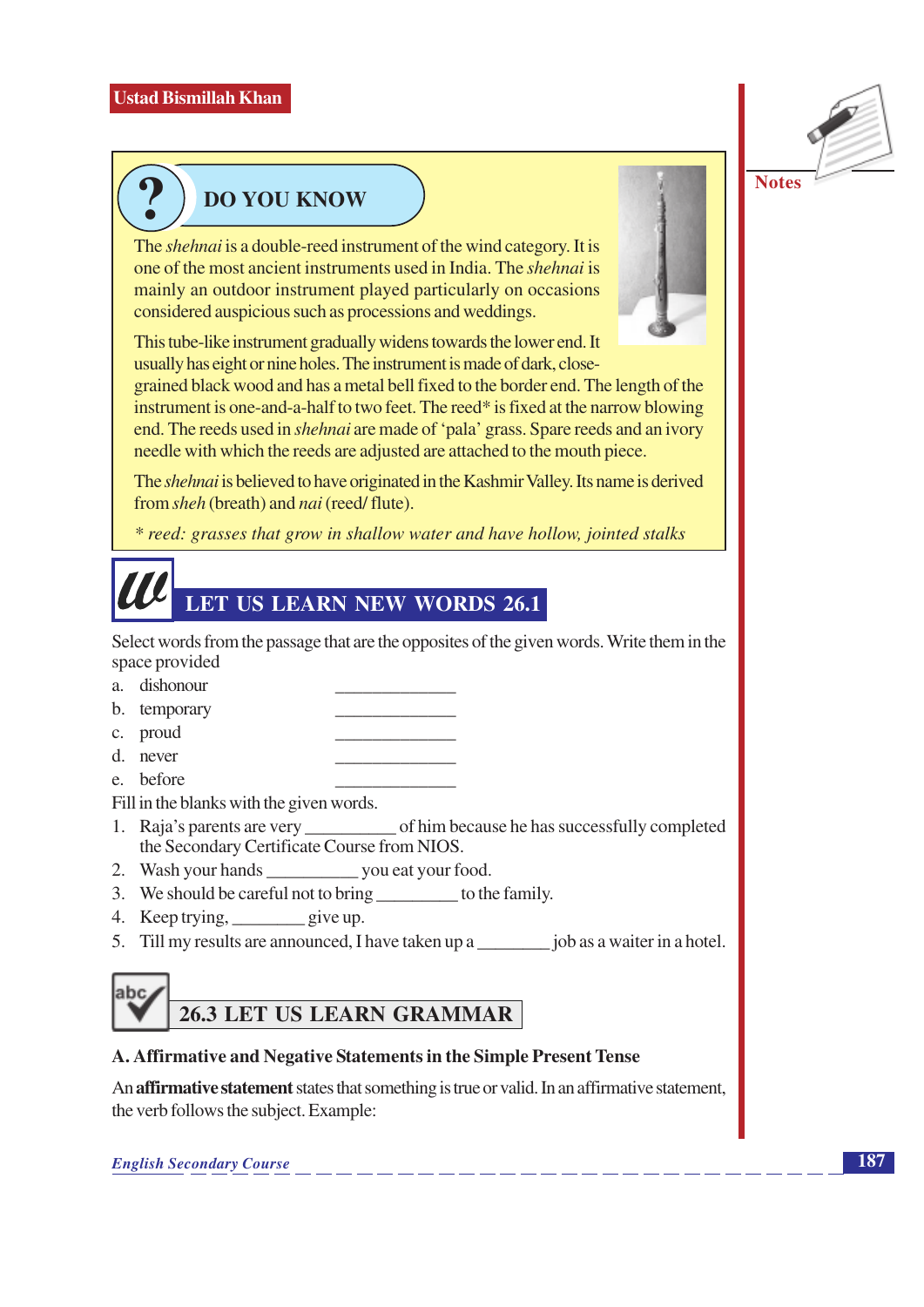## DO YOU KNOW

The *shehnai* is a double-reed instrument of the wind category. It is one of the most ancient instruments used in India. The *shehnai* is mainly an outdoor instrument played particularly on occasions considered auspicious such as processions and weddings.

This tube-like instrument gradually widens towards the lower end. It usually has eight or nine holes. The instrument is made of dark, close-grained black wood and has a metal bell fixed to the border end. The length of the instrument is one-and-a-half to two feet. The reed* is fixed at the narrow blowing end. The reeds used in *shehnai* are made of 'pala' grass. Spare reeds and an ivory needle with which the reeds are adjusted are attached to the mouth piece.

The *shehnai* is believed to have originated in the Kashmir Valley. Its name is derived from *sheh* (breath) and *nai* (reed/ flute).

*\* reed: grasses that grow in shallow water and have hollow, jointed stalks*

## LET US LEARN NEW WORDS 26.1

Select words from the passage that are the opposites of the given words. Write them in the space provided

a. dishonour ______________

b. temporary ______________

c. proud ______________

d. never ______________

e. before ______________

Fill in the blanks with the given words.

1. Raja's parents are very __________ of him because he has successfully completed the Secondary Certificate Course from NIOS.
2. Wash your hands __________ you eat your food.
3. We should be careful not to bring _________ to the family.
4. Keep trying, ________ give up.
5. Till my results are announced, I have taken up a ________ job as a waiter in a hotel.

## 26.3 LET US LEARN GRAMMAR

### A. Affirmative and Negative Statements in the Simple Present Tense

An **affirmative statement** states that something is true or valid. In an affirmative statement, the verb follows the subject. Example: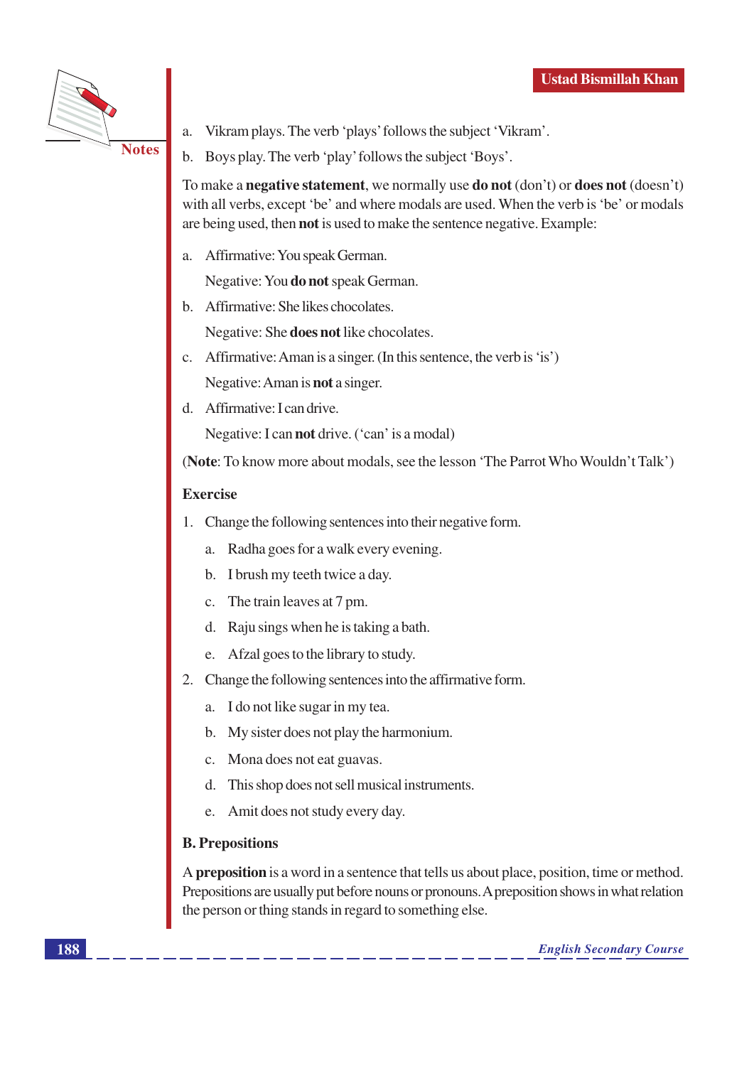a. Vikram plays. The verb 'plays' follows the subject 'Vikram'.

b. Boys play. The verb 'play' follows the subject 'Boys'.

To make a **negative statement**, we normally use **do not** (don't) or **does not** (doesn't) with all verbs, except 'be' and where modals are used. When the verb is 'be' or modals are being used, then **not** is used to make the sentence negative. Example:

a. Affirmative: You speak German.

   Negative: You **do not** speak German.

b. Affirmative: She likes chocolates.

   Negative: She **does not** like chocolates.

c. Affirmative: Aman is a singer. (In this sentence, the verb is 'is')

   Negative: Aman is **not** a singer.

d. Affirmative: I can drive.

   Negative: I can **not** drive. ('can' is a modal)

(**Note**: To know more about modals, see the lesson 'The Parrot Who Wouldn't Talk')

**Exercise**

1. Change the following sentences into their negative form.
   a. Radha goes for a walk every evening.
   b. I brush my teeth twice a day.
   c. The train leaves at 7 pm.
   d. Raju sings when he is taking a bath.
   e. Afzal goes to the library to study.

2. Change the following sentences into the affirmative form.
   a. I do not like sugar in my tea.
   b. My sister does not play the harmonium.
   c. Mona does not eat guavas.
   d. This shop does not sell musical instruments.
   e. Amit does not study every day.

**B. Prepositions**

A **preposition** is a word in a sentence that tells us about place, position, time or method. Prepositions are usually put before nouns or pronouns. A preposition shows in what relation the person or thing stands in regard to something else.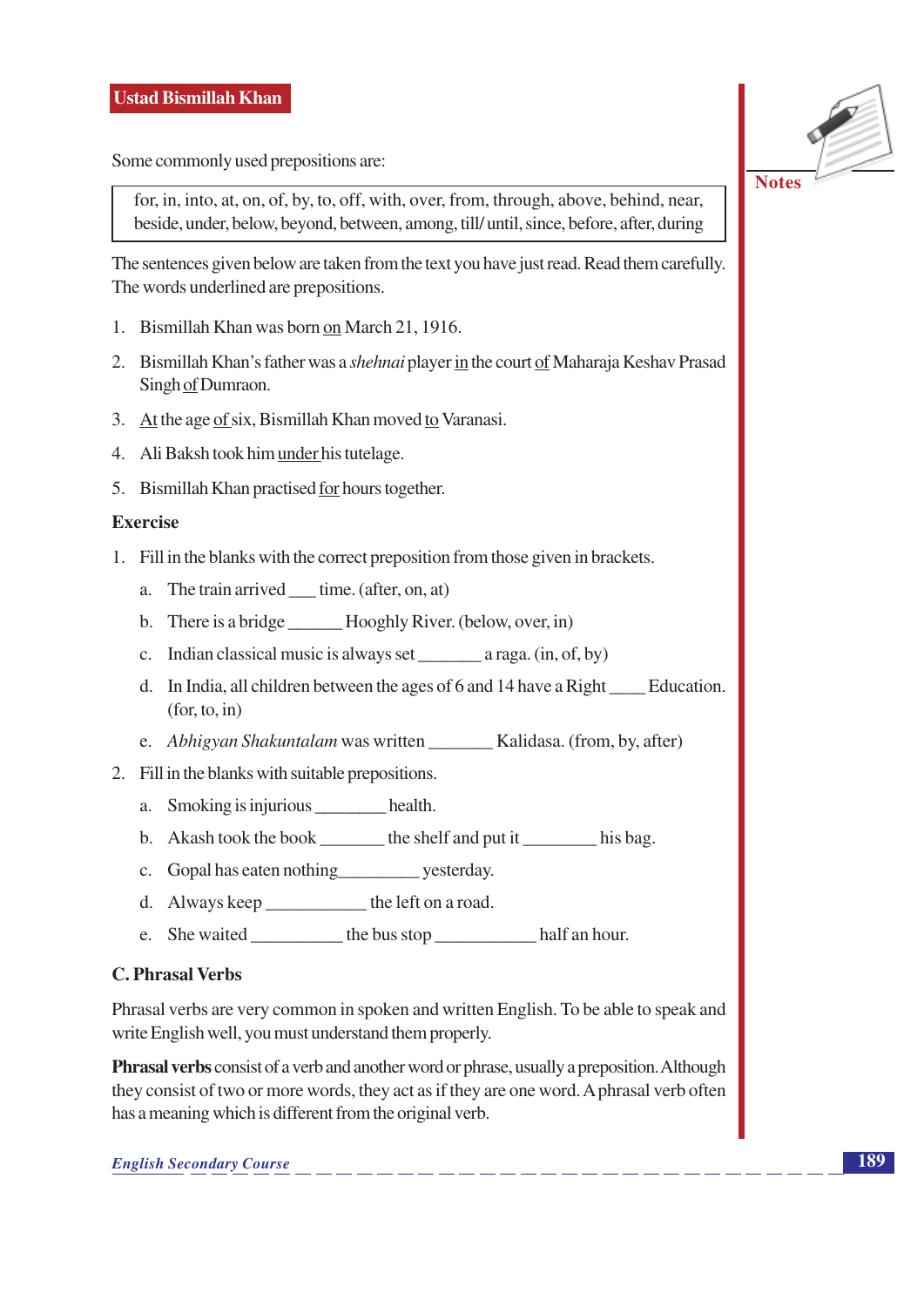## Ustad Bismillah Khan

Some commonly used prepositions are:

> for, in, into, at, on, of, by, to, off, with, over, from, through, above, behind, near, beside, under, below, beyond, between, among, till/ until, since, before, after, during

The sentences given below are taken from the text you have just read. Read them carefully. The words underlined are prepositions.

1. Bismillah Khan was born <u>on</u> March 21, 1916.
2. Bismillah Khan's father was a *shehnai* player <u>in</u> the court <u>of</u> Maharaja Keshav Prasad Singh <u>of</u> Dumraon.
3. <u>At</u> the age <u>of</u> six, Bismillah Khan moved <u>to</u> Varanasi.
4. Ali Baksh took him <u>under</u> his tutelage.
5. Bismillah Khan practised <u>for</u> hours together.

**Exercise**

1. Fill in the blanks with the correct preposition from those given in brackets.
   a. The train arrived ___ time. (after, on, at)
   b. There is a bridge ______ Hooghly River. (below, over, in)
   c. Indian classical music is always set _______ a raga. (in, of, by)
   d. In India, all children between the ages of 6 and 14 have a Right ____ Education. (for, to, in)
   e. *Abhigyan Shakuntalam* was written _______ Kalidasa. (from, by, after)
2. Fill in the blanks with suitable prepositions.
   a. Smoking is injurious ________ health.
   b. Akash took the book _______ the shelf and put it ________ his bag.
   c. Gopal has eaten nothing_________ yesterday.
   d. Always keep ___________ the left on a road.
   e. She waited __________ the bus stop ___________ half an hour.

### C. Phrasal Verbs

Phrasal verbs are very common in spoken and written English. To be able to speak and write English well, you must understand them properly.

**Phrasal verbs** consist of a verb and another word or phrase, usually a preposition. Although they consist of two or more words, they act as if they are one word. A phrasal verb often has a meaning which is different from the original verb.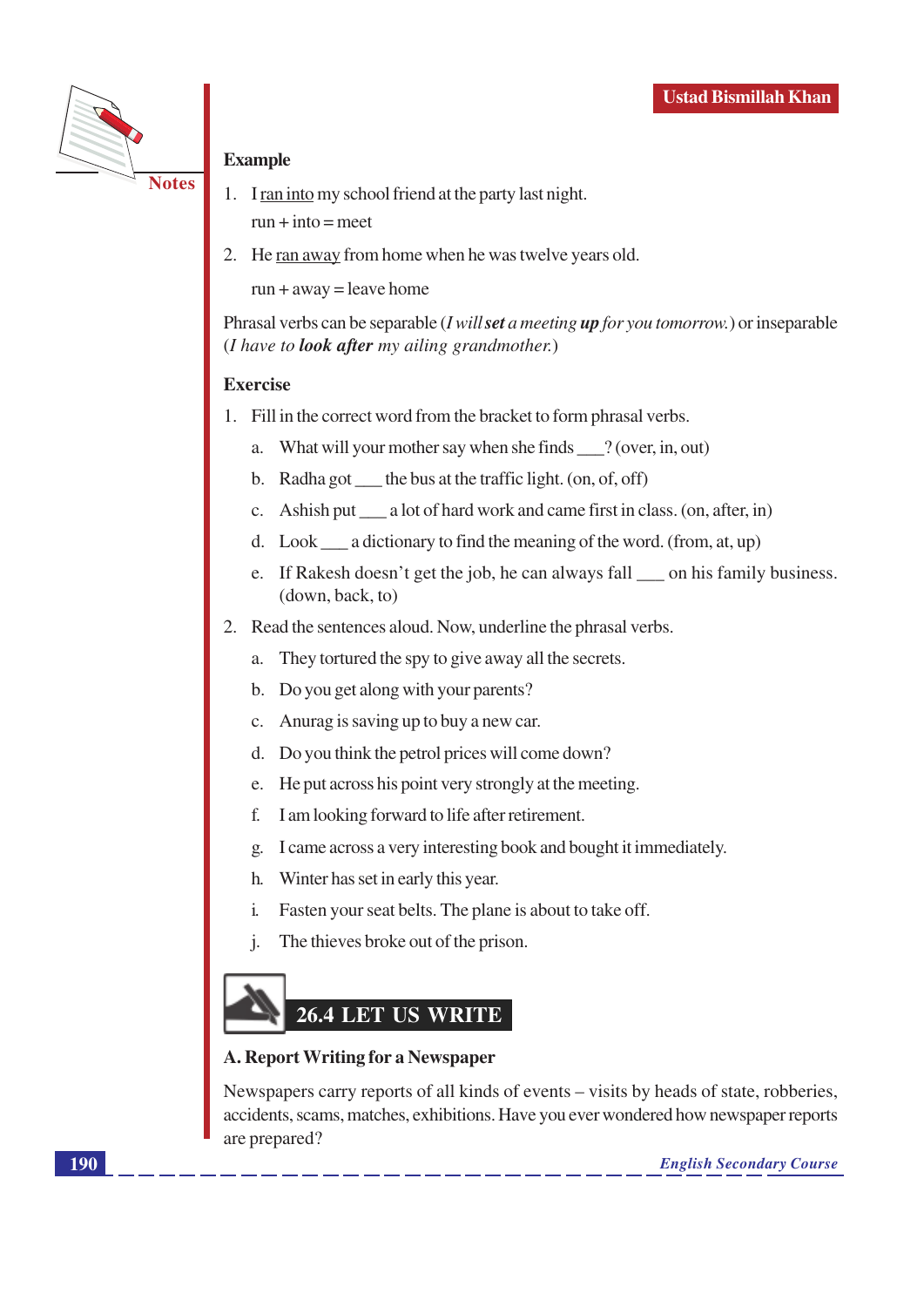**Example**

1. I <u>ran into</u> my school friend at the party last night.

   run + into = meet

2. He <u>ran away</u> from home when he was twelve years old.

   run + away = leave home

Phrasal verbs can be separable (*I will **set** a meeting **up** for you tomorrow.*) or inseparable (*I have to **look after** my ailing grandmother.*)

**Exercise**

1. Fill in the correct word from the bracket to form phrasal verbs.

   a. What will your mother say when she finds ___? (over, in, out)

   b. Radha got ___ the bus at the traffic light. (on, of, off)

   c. Ashish put ___ a lot of hard work and came first in class. (on, after, in)

   d. Look ___ a dictionary to find the meaning of the word. (from, at, up)

   e. If Rakesh doesn't get the job, he can always fall ___ on his family business. (down, back, to)

2. Read the sentences aloud. Now, underline the phrasal verbs.

   a. They tortured the spy to give away all the secrets.

   b. Do you get along with your parents?

   c. Anurag is saving up to buy a new car.

   d. Do you think the petrol prices will come down?

   e. He put across his point very strongly at the meeting.

   f. I am looking forward to life after retirement.

   g. I came across a very interesting book and bought it immediately.

   h. Winter has set in early this year.

   i. Fasten your seat belts. The plane is about to take off.

   j. The thieves broke out of the prison.

## 26.4 LET US WRITE

**A. Report Writing for a Newspaper**

Newspapers carry reports of all kinds of events – visits by heads of state, robberies, accidents, scams, matches, exhibitions. Have you ever wondered how newspaper reports are prepared?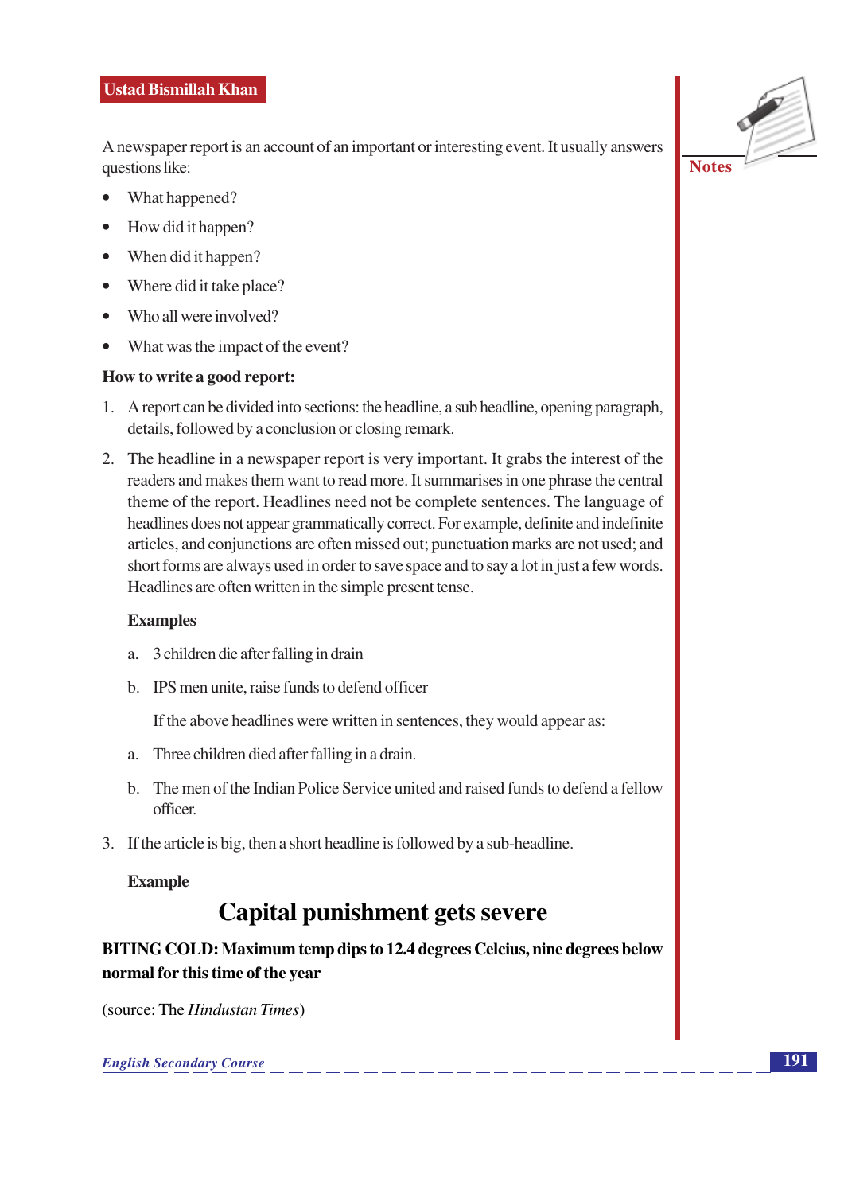A newspaper report is an account of an important or interesting event. It usually answers questions like:

- What happened?
- How did it happen?
- When did it happen?
- Where did it take place?
- Who all were involved?
- What was the impact of the event?

**How to write a good report:**

1. A report can be divided into sections: the headline, a sub headline, opening paragraph, details, followed by a conclusion or closing remark.

2. The headline in a newspaper report is very important. It grabs the interest of the readers and makes them want to read more. It summarises in one phrase the central theme of the report. Headlines need not be complete sentences. The language of headlines does not appear grammatically correct. For example, definite and indefinite articles, and conjunctions are often missed out; punctuation marks are not used; and short forms are always used in order to save space and to say a lot in just a few words. Headlines are often written in the simple present tense.

   **Examples**

   a. 3 children die after falling in drain

   b. IPS men unite, raise funds to defend officer

   If the above headlines were written in sentences, they would appear as:

   a. Three children died after falling in a drain.

   b. The men of the Indian Police Service united and raised funds to defend a fellow officer.

3. If the article is big, then a short headline is followed by a sub-headline.

   **Example**

## Capital punishment gets severe

**BITING COLD: Maximum temp dips to 12.4 degrees Celcius, nine degrees below normal for this time of the year**

(source: The *Hindustan Times*)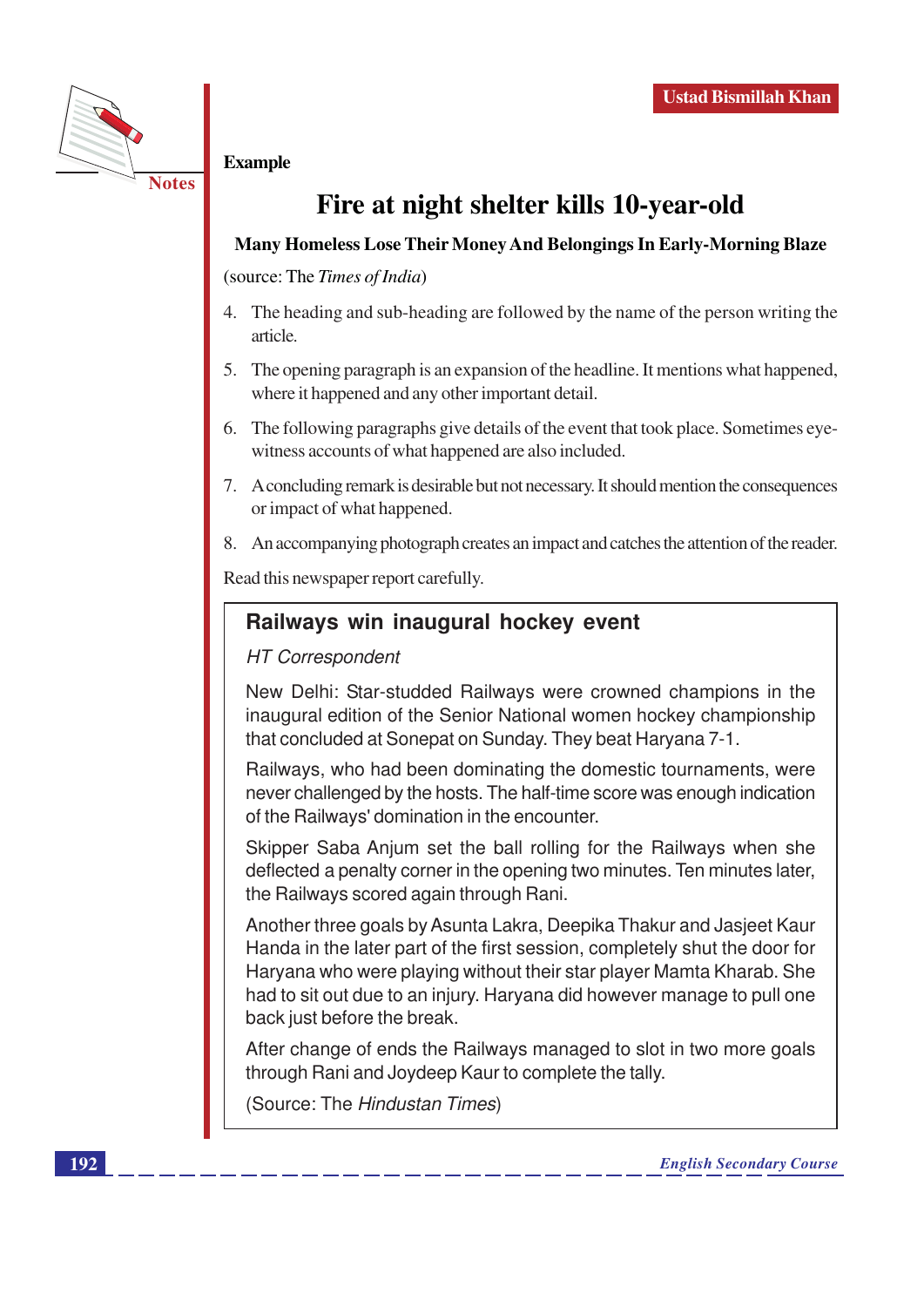**Example**

## Fire at night shelter kills 10-year-old

**Many Homeless Lose Their Money And Belongings In Early-Morning Blaze**

(source: The *Times of India*)

4. The heading and sub-heading are followed by the name of the person writing the article.
5. The opening paragraph is an expansion of the headline. It mentions what happened, where it happened and any other important detail.
6. The following paragraphs give details of the event that took place. Sometimes eye-witness accounts of what happened are also included.
7. A concluding remark is desirable but not necessary. It should mention the consequences or impact of what happened.
8. An accompanying photograph creates an impact and catches the attention of the reader.

Read this newspaper report carefully.

### Railways win inaugural hockey event

*HT Correspondent*

New Delhi: Star-studded Railways were crowned champions in the inaugural edition of the Senior National women hockey championship that concluded at Sonepat on Sunday. They beat Haryana 7-1.

Railways, who had been dominating the domestic tournaments, were never challenged by the hosts. The half-time score was enough indication of the Railways' domination in the encounter.

Skipper Saba Anjum set the ball rolling for the Railways when she deflected a penalty corner in the opening two minutes. Ten minutes later, the Railways scored again through Rani.

Another three goals by Asunta Lakra, Deepika Thakur and Jasjeet Kaur Handa in the later part of the first session, completely shut the door for Haryana who were playing without their star player Mamta Kharab. She had to sit out due to an injury. Haryana did however manage to pull one back just before the break.

After change of ends the Railways managed to slot in two more goals through Rani and Joydeep Kaur to complete the tally.

(Source: The *Hindustan Times*)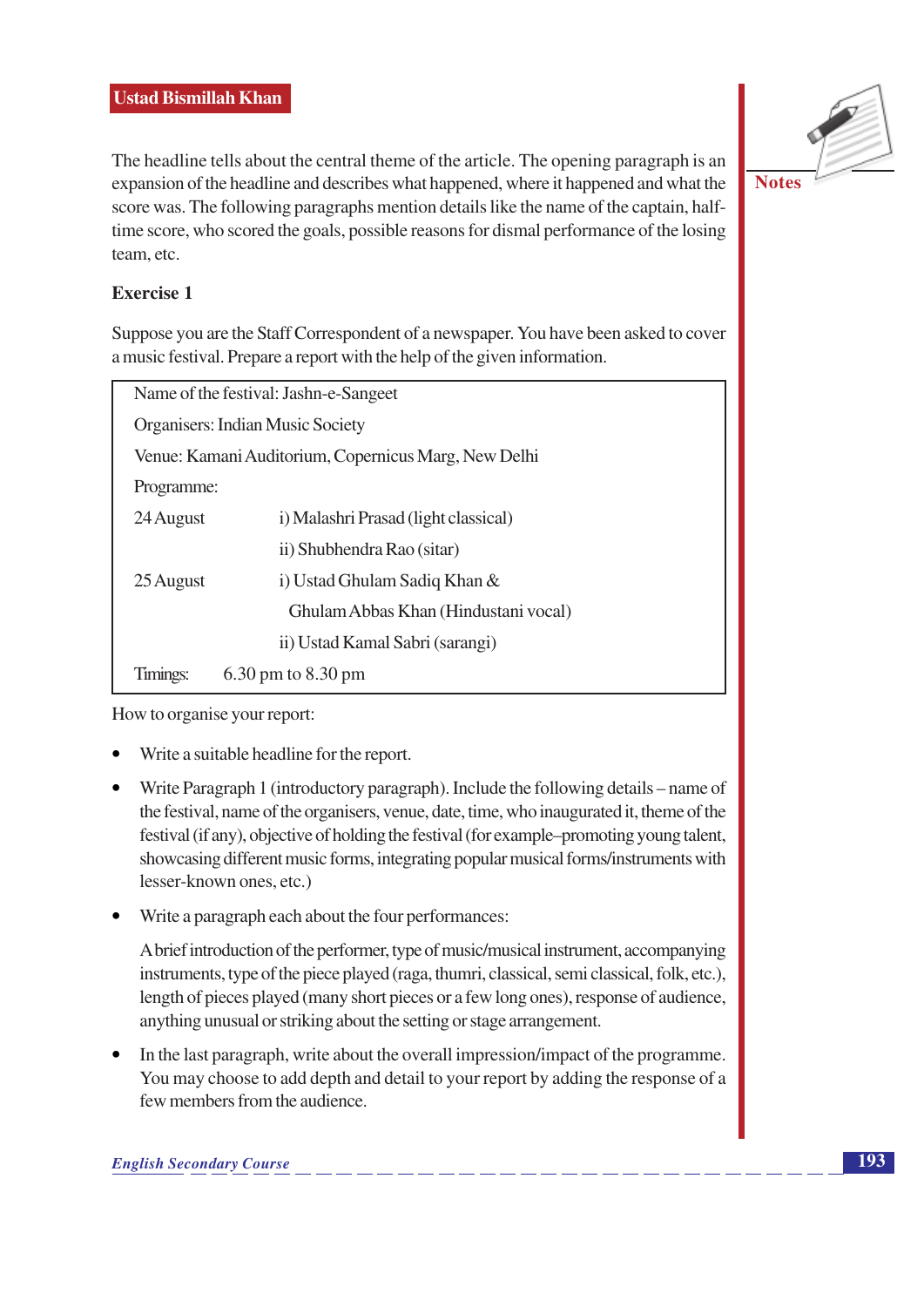The headline tells about the central theme of the article. The opening paragraph is an expansion of the headline and describes what happened, where it happened and what the score was. The following paragraphs mention details like the name of the captain, half-time score, who scored the goals, possible reasons for dismal performance of the losing team, etc.

**Exercise 1**

Suppose you are the Staff Correspondent of a newspaper. You have been asked to cover a music festival. Prepare a report with the help of the given information.

| | |
|---|---|
| Name of the festival: Jashn-e-Sangeet | |
| Organisers: Indian Music Society | |
| Venue: Kamani Auditorium, Copernicus Marg, New Delhi | |
| Programme: | |
| 24 August | i) Malashri Prasad (light classical) |
| | ii) Shubhendra Rao (sitar) |
| 25 August | i) Ustad Ghulam Sadiq Khan & Ghulam Abbas Khan (Hindustani vocal) |
| | ii) Ustad Kamal Sabri (sarangi) |
| Timings: | 6.30 pm to 8.30 pm |

How to organise your report:

- Write a suitable headline for the report.
- Write Paragraph 1 (introductory paragraph). Include the following details – name of the festival, name of the organisers, venue, date, time, who inaugurated it, theme of the festival (if any), objective of holding the festival (for example–promoting young talent, showcasing different music forms, integrating popular musical forms/instruments with lesser-known ones, etc.)
- Write a paragraph each about the four performances:

  A brief introduction of the performer, type of music/musical instrument, accompanying instruments, type of the piece played (raga, thumri, classical, semi classical, folk, etc.), length of pieces played (many short pieces or a few long ones), response of audience, anything unusual or striking about the setting or stage arrangement.

- In the last paragraph, write about the overall impression/impact of the programme. You may choose to add depth and detail to your report by adding the response of a few members from the audience.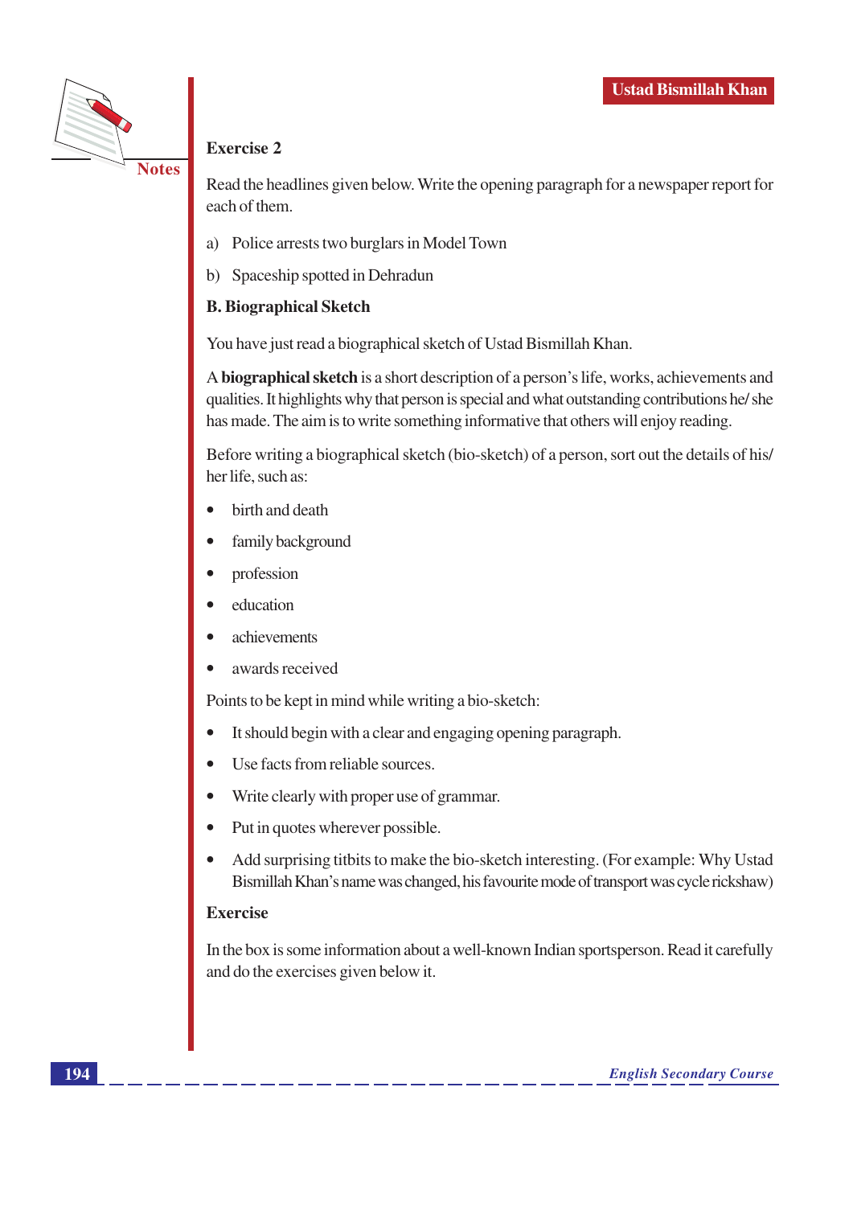**Exercise 2**

Read the headlines given below. Write the opening paragraph for a newspaper report for each of them.

a) Police arrests two burglars in Model Town

b) Spaceship spotted in Dehradun

**B. Biographical Sketch**

You have just read a biographical sketch of Ustad Bismillah Khan.

A **biographical sketch** is a short description of a person's life, works, achievements and qualities. It highlights why that person is special and what outstanding contributions he/ she has made. The aim is to write something informative that others will enjoy reading.

Before writing a biographical sketch (bio-sketch) of a person, sort out the details of his/ her life, such as:

- birth and death
- family background
- profession
- education
- achievements
- awards received

Points to be kept in mind while writing a bio-sketch:

- It should begin with a clear and engaging opening paragraph.
- Use facts from reliable sources.
- Write clearly with proper use of grammar.
- Put in quotes wherever possible.
- Add surprising titbits to make the bio-sketch interesting. (For example: Why Ustad Bismillah Khan's name was changed, his favourite mode of transport was cycle rickshaw)

**Exercise**

In the box is some information about a well-known Indian sportsperson. Read it carefully and do the exercises given below it.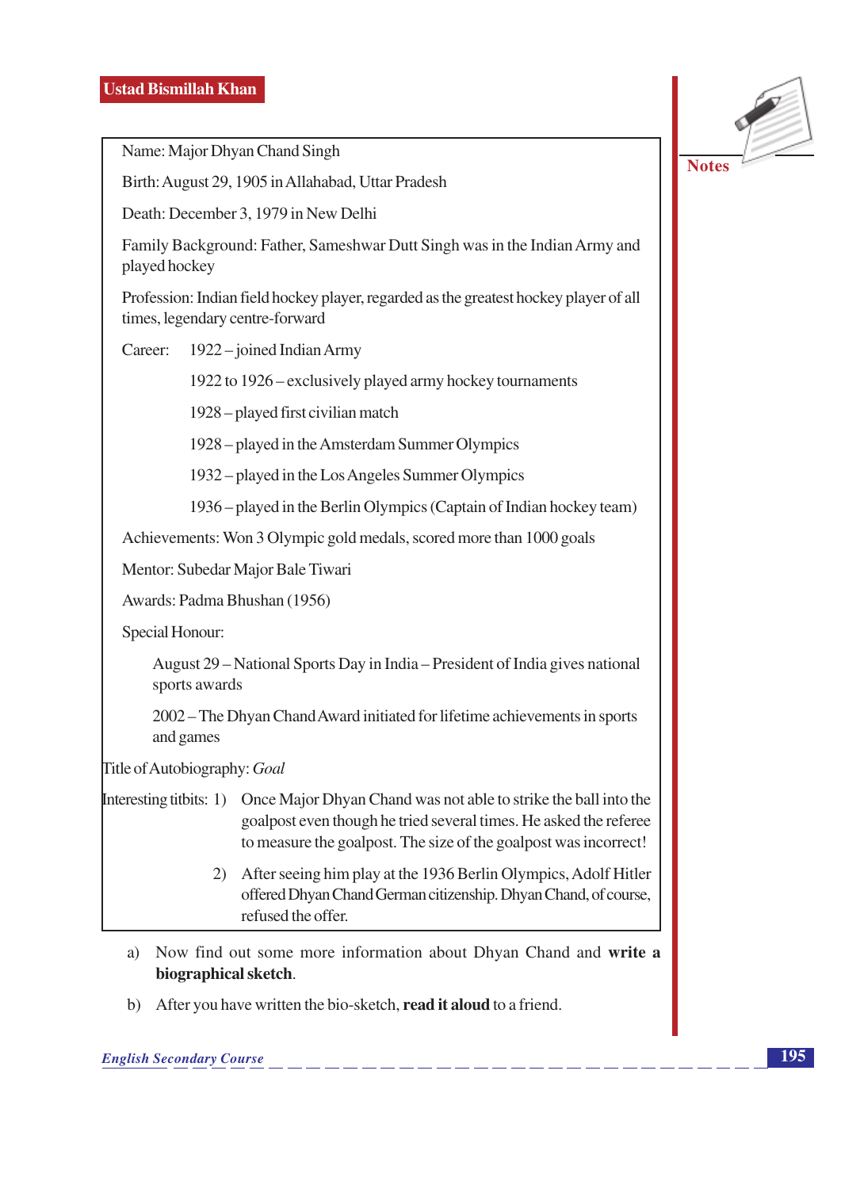Name: Major Dhyan Chand Singh

Birth: August 29, 1905 in Allahabad, Uttar Pradesh

Death: December 3, 1979 in New Delhi

Family Background: Father, Sameshwar Dutt Singh was in the Indian Army and played hockey

Profession: Indian field hockey player, regarded as the greatest hockey player of all times, legendary centre-forward

Career:
- 1922 – joined Indian Army
- 1922 to 1926 – exclusively played army hockey tournaments
- 1928 – played first civilian match
- 1928 – played in the Amsterdam Summer Olympics
- 1932 – played in the Los Angeles Summer Olympics
- 1936 – played in the Berlin Olympics (Captain of Indian hockey team)

Achievements: Won 3 Olympic gold medals, scored more than 1000 goals

Mentor: Subedar Major Bale Tiwari

Awards: Padma Bhushan (1956)

Special Honour:

August 29 – National Sports Day in India – President of India gives national sports awards

2002 – The Dhyan Chand Award initiated for lifetime achievements in sports and games

Title of Autobiography: *Goal*

Interesting titbits:

1) Once Major Dhyan Chand was not able to strike the ball into the goalpost even though he tried several times. He asked the referee to measure the goalpost. The size of the goalpost was incorrect!

2) After seeing him play at the 1936 Berlin Olympics, Adolf Hitler offered Dhyan Chand German citizenship. Dhyan Chand, of course, refused the offer.

a) Now find out some more information about Dhyan Chand and **write a biographical sketch**.

b) After you have written the bio-sketch, **read it aloud** to a friend.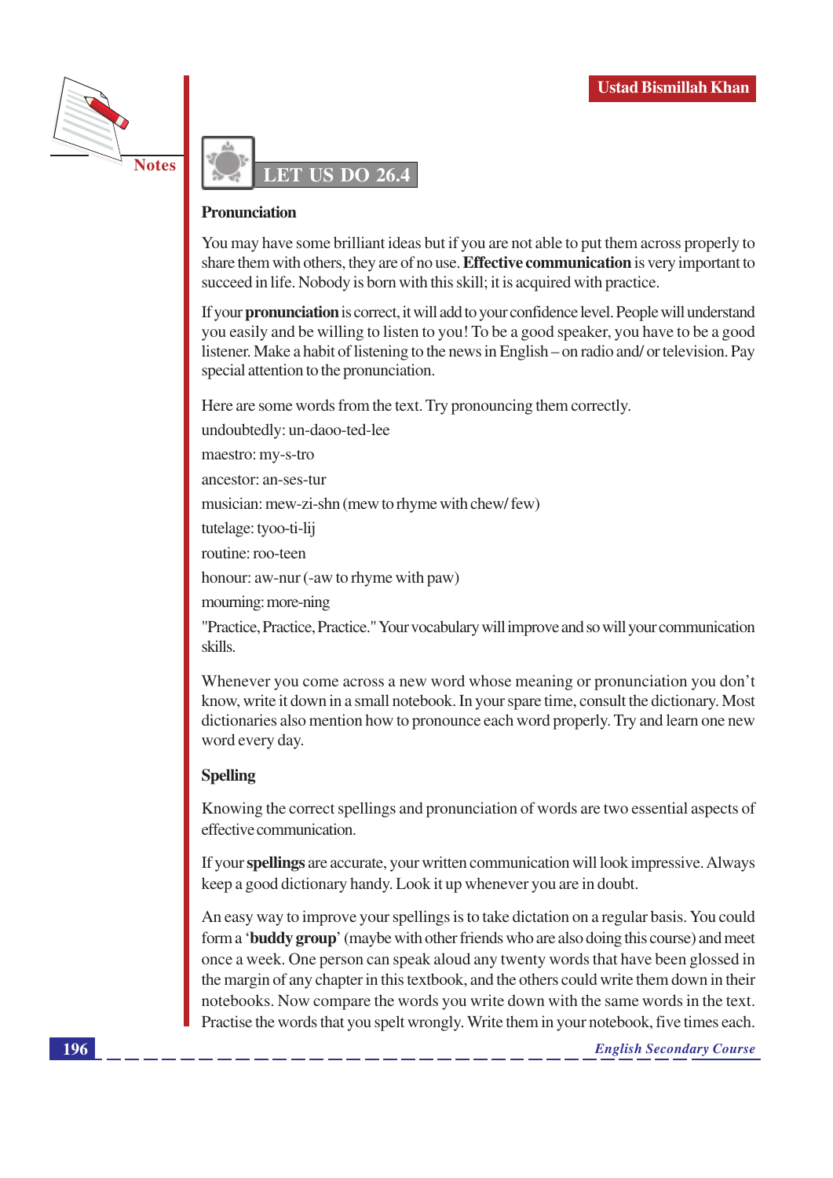## LET US DO 26.4

### Pronunciation

You may have some brilliant ideas but if you are not able to put them across properly to share them with others, they are of no use. **Effective communication** is very important to succeed in life. Nobody is born with this skill; it is acquired with practice.

If your **pronunciation** is correct, it will add to your confidence level. People will understand you easily and be willing to listen to you! To be a good speaker, you have to be a good listener. Make a habit of listening to the news in English – on radio and/ or television. Pay special attention to the pronunciation.

Here are some words from the text. Try pronouncing them correctly.

undoubtedly: un-daoo-ted-lee

maestro: my-s-tro

ancestor: an-ses-tur

musician: mew-zi-shn (mew to rhyme with chew/ few)

tutelage: tyoo-ti-lij

routine: roo-teen

honour: aw-nur (-aw to rhyme with paw)

mourning: more-ning

"Practice, Practice, Practice." Your vocabulary will improve and so will your communication skills.

Whenever you come across a new word whose meaning or pronunciation you don't know, write it down in a small notebook. In your spare time, consult the dictionary. Most dictionaries also mention how to pronounce each word properly. Try and learn one new word every day.

### Spelling

Knowing the correct spellings and pronunciation of words are two essential aspects of effective communication.

If your **spellings** are accurate, your written communication will look impressive. Always keep a good dictionary handy. Look it up whenever you are in doubt.

An easy way to improve your spellings is to take dictation on a regular basis. You could form a '**buddy group**' (maybe with other friends who are also doing this course) and meet once a week. One person can speak aloud any twenty words that have been glossed in the margin of any chapter in this textbook, and the others could write them down in their notebooks. Now compare the words you write down with the same words in the text. Practise the words that you spelt wrongly. Write them in your notebook, five times each.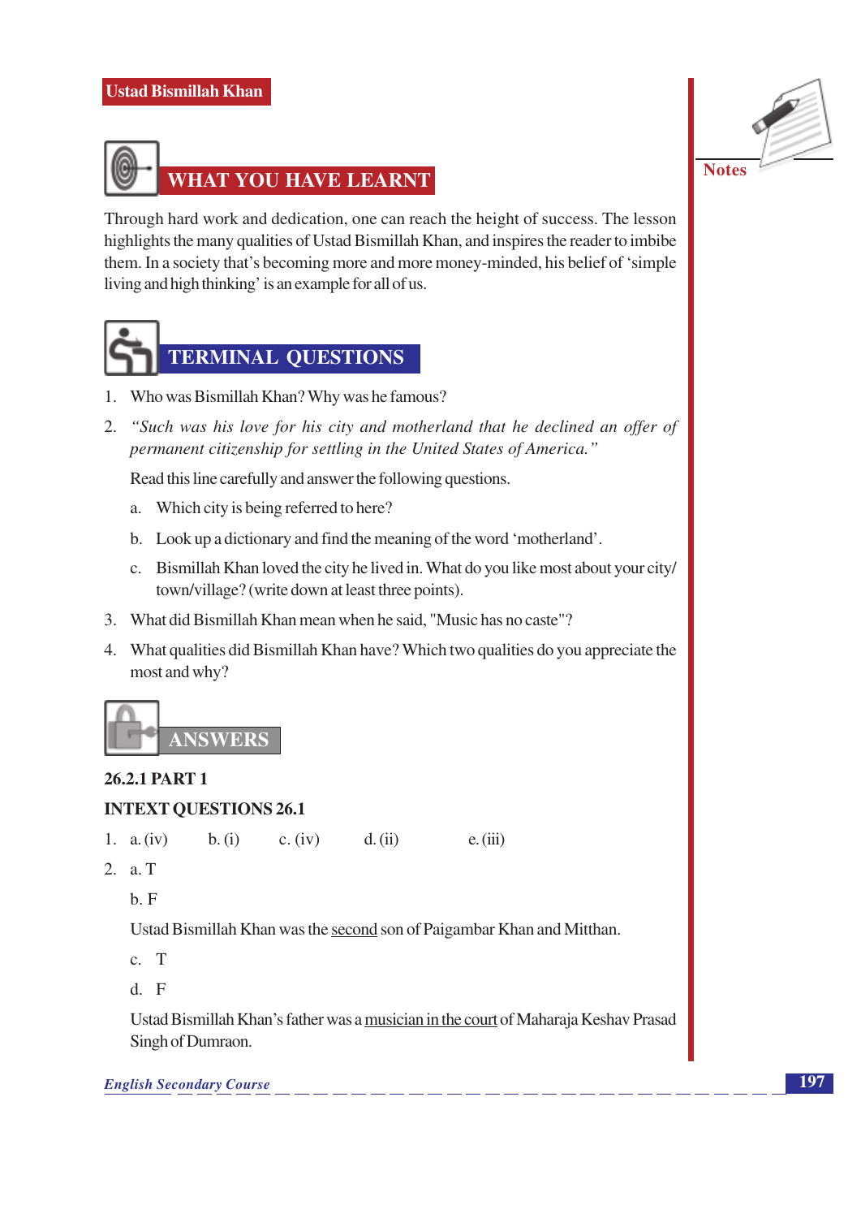## WHAT YOU HAVE LEARNT

Through hard work and dedication, one can reach the height of success. The lesson highlights the many qualities of Ustad Bismillah Khan, and inspires the reader to imbibe them. In a society that's becoming more and more money-minded, his belief of 'simple living and high thinking' is an example for all of us.

## TERMINAL QUESTIONS

1. Who was Bismillah Khan? Why was he famous?
2. *"Such was his love for his city and motherland that he declined an offer of permanent citizenship for settling in the United States of America."*

   Read this line carefully and answer the following questions.

   a. Which city is being referred to here?

   b. Look up a dictionary and find the meaning of the word 'motherland'.

   c. Bismillah Khan loved the city he lived in. What do you like most about your city/town/village? (write down at least three points).
3. What did Bismillah Khan mean when he said, "Music has no caste"?
4. What qualities did Bismillah Khan have? Which two qualities do you appreciate the most and why?

## ANSWERS

**26.2.1 PART 1**

**INTEXT QUESTIONS 26.1**

1. a. (iv)  b. (i)  c. (iv)  d. (ii)  e. (iii)
2. a. T

   b. F

   Ustad Bismillah Khan was the <u>second</u> son of Paigambar Khan and Mitthan.

   c. T

   d. F

   Ustad Bismillah Khan's father was a <u>musician in the court</u> of Maharaja Keshav Prasad Singh of Dumraon.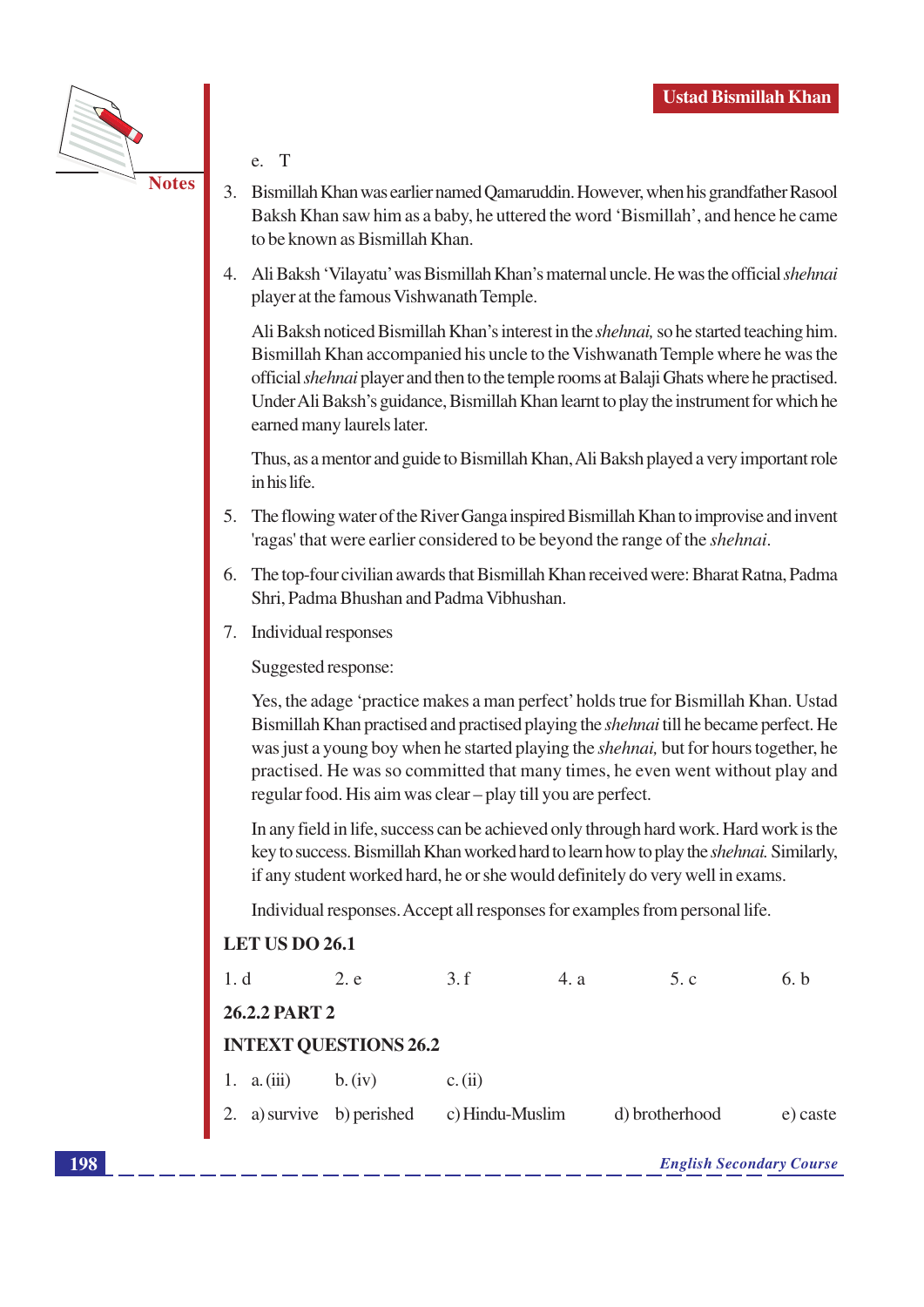e. T

3. Bismillah Khan was earlier named Qamaruddin. However, when his grandfather Rasool Baksh Khan saw him as a baby, he uttered the word 'Bismillah', and hence he came to be known as Bismillah Khan.

4. Ali Baksh 'Vilayatu' was Bismillah Khan's maternal uncle. He was the official *shehnai* player at the famous Vishwanath Temple.

   Ali Baksh noticed Bismillah Khan's interest in the *shehnai,* so he started teaching him. Bismillah Khan accompanied his uncle to the Vishwanath Temple where he was the official *shehnai* player and then to the temple rooms at Balaji Ghats where he practised. Under Ali Baksh's guidance, Bismillah Khan learnt to play the instrument for which he earned many laurels later.

   Thus, as a mentor and guide to Bismillah Khan, Ali Baksh played a very important role in his life.

5. The flowing water of the River Ganga inspired Bismillah Khan to improvise and invent 'ragas' that were earlier considered to be beyond the range of the *shehnai*.

6. The top-four civilian awards that Bismillah Khan received were: Bharat Ratna, Padma Shri, Padma Bhushan and Padma Vibhushan.

7. Individual responses

   Suggested response:

   Yes, the adage 'practice makes a man perfect' holds true for Bismillah Khan. Ustad Bismillah Khan practised and practised playing the *shehnai* till he became perfect. He was just a young boy when he started playing the *shehnai,* but for hours together, he practised. He was so committed that many times, he even went without play and regular food. His aim was clear – play till you are perfect.

   In any field in life, success can be achieved only through hard work. Hard work is the key to success. Bismillah Khan worked hard to learn how to play the *shehnai.* Similarly, if any student worked hard, he or she would definitely do very well in exams.

   Individual responses. Accept all responses for examples from personal life.

**LET US DO 26.1**

1. d    2. e    3. f    4. a    5. c    6. b

**26.2.2 PART 2**

**INTEXT QUESTIONS 26.2**

1. a. (iii)    b. (iv)    c. (ii)
2. a) survive    b) perished    c) Hindu-Muslim    d) brotherhood    e) caste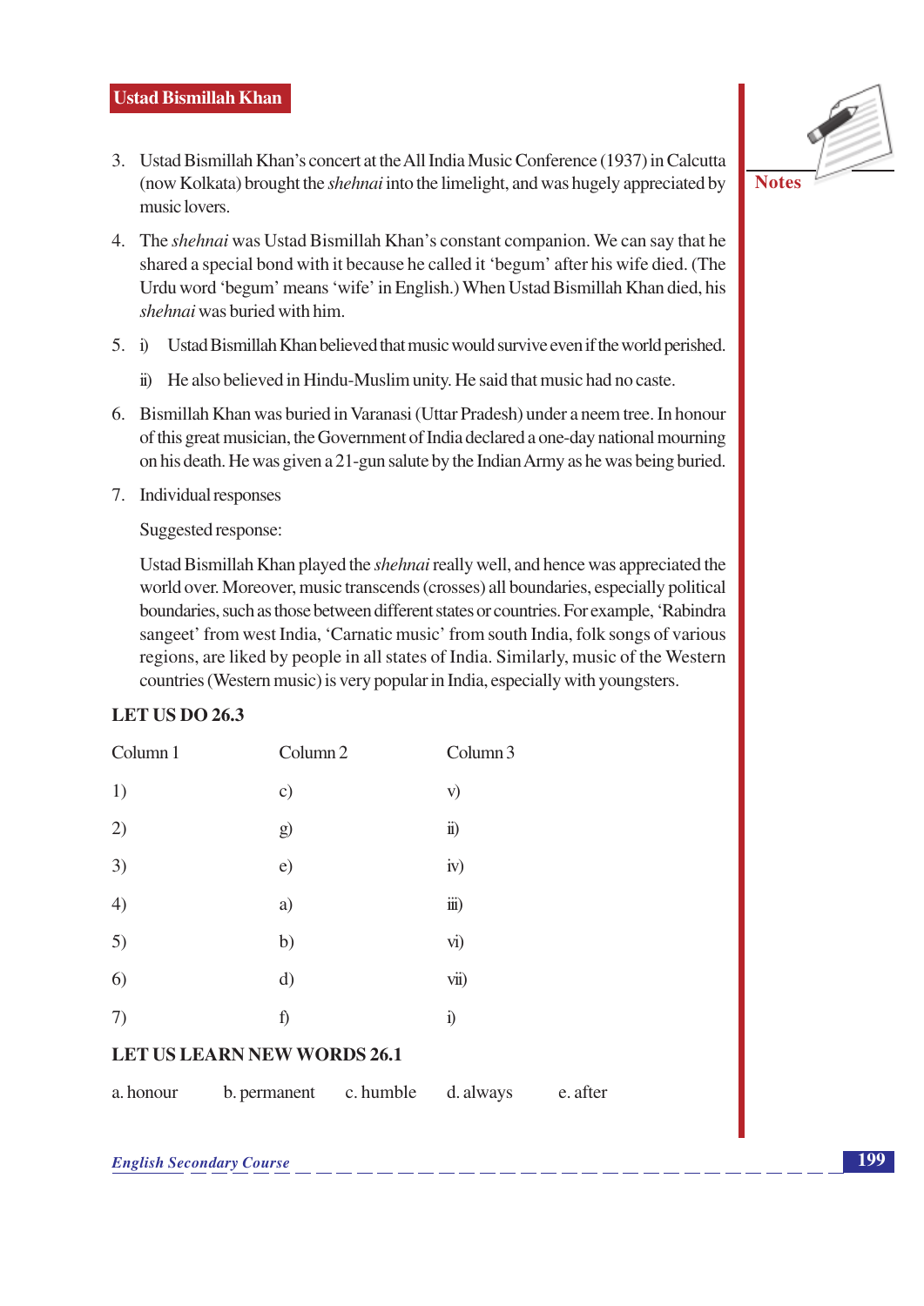3. Ustad Bismillah Khan's concert at the All India Music Conference (1937) in Calcutta (now Kolkata) brought the *shehnai* into the limelight, and was hugely appreciated by music lovers.

4. The *shehnai* was Ustad Bismillah Khan's constant companion. We can say that he shared a special bond with it because he called it 'begum' after his wife died. (The Urdu word 'begum' means 'wife' in English.) When Ustad Bismillah Khan died, his *shehnai* was buried with him.

5. i) Ustad Bismillah Khan believed that music would survive even if the world perished.

   ii) He also believed in Hindu-Muslim unity. He said that music had no caste.

6. Bismillah Khan was buried in Varanasi (Uttar Pradesh) under a neem tree. In honour of this great musician, the Government of India declared a one-day national mourning on his death. He was given a 21-gun salute by the Indian Army as he was being buried.

7. Individual responses

   Suggested response:

   Ustad Bismillah Khan played the *shehnai* really well, and hence was appreciated the world over. Moreover, music transcends (crosses) all boundaries, especially political boundaries, such as those between different states or countries. For example, 'Rabindra sangeet' from west India, 'Carnatic music' from south India, folk songs of various regions, are liked by people in all states of India. Similarly, music of the Western countries (Western music) is very popular in India, especially with youngsters.

**LET US DO 26.3**

| Column 1 | Column 2 | Column 3 |
|---|---|---|
| 1) | c) | v) |
| 2) | g) | ii) |
| 3) | e) | iv) |
| 4) | a) | iii) |
| 5) | b) | vi) |
| 6) | d) | vii) |
| 7) | f) | i) |

**LET US LEARN NEW WORDS 26.1**

a. honour   b. permanent   c. humble   d. always   e. after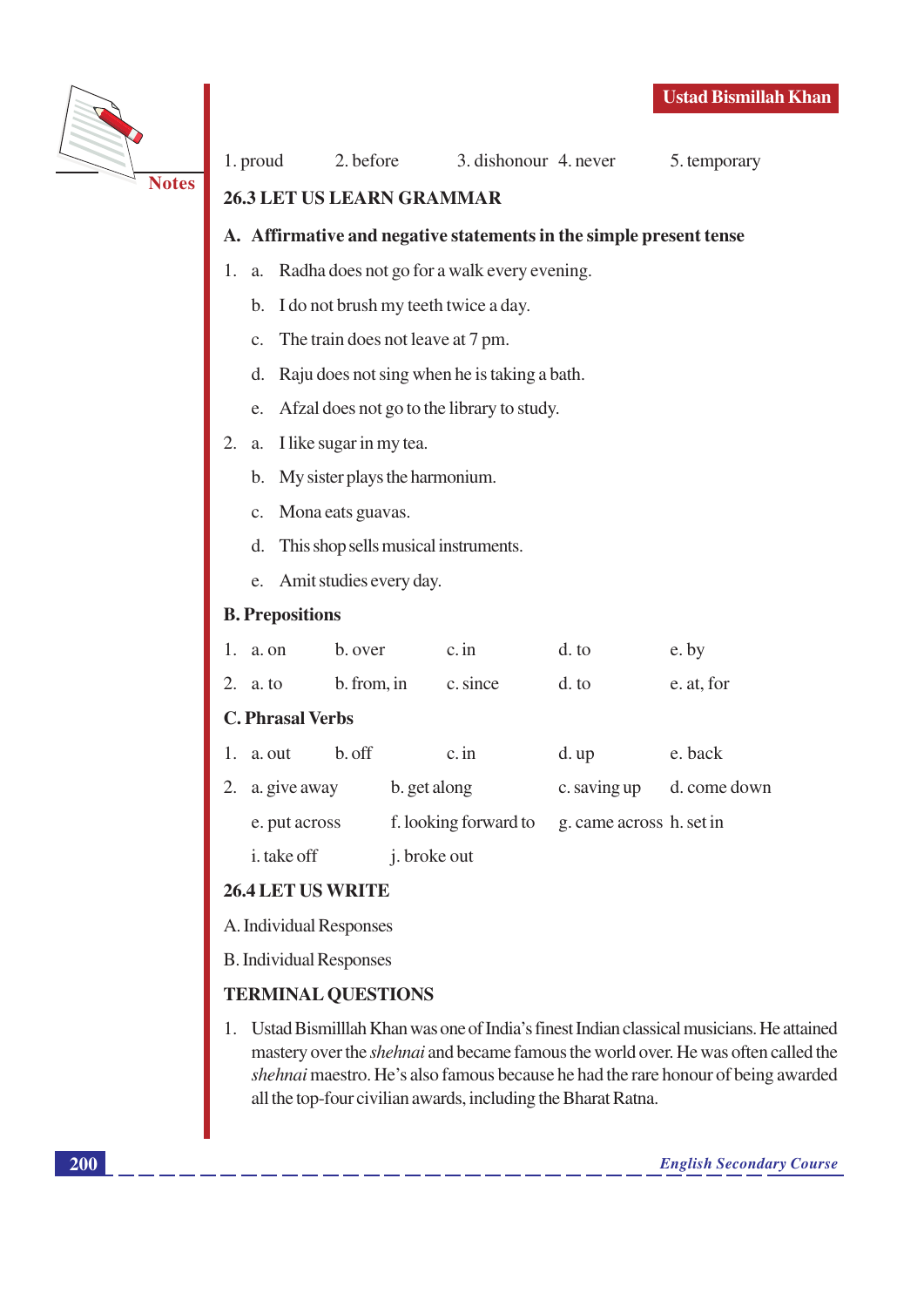1. proud 2. before 3. dishonour 4. never 5. temporary

## 26.3 LET US LEARN GRAMMAR

### A. Affirmative and negative statements in the simple present tense

1. a. Radha does not go for a walk every evening.
   b. I do not brush my teeth twice a day.
   c. The train does not leave at 7 pm.
   d. Raju does not sing when he is taking a bath.
   e. Afzal does not go to the library to study.
2. a. I like sugar in my tea.
   b. My sister plays the harmonium.
   c. Mona eats guavas.
   d. This shop sells musical instruments.
   e. Amit studies every day.

### B. Prepositions

1. a. on b. over c. in d. to e. by
2. a. to b. from, in c. since d. to e. at, for

### C. Phrasal Verbs

1. a. out b. off c. in d. up e. back
2. a. give away b. get along c. saving up d. come down
   e. put across f. looking forward to g. came across h. set in
   i. take off j. broke out

## 26.4 LET US WRITE

A. Individual Responses

B. Individual Responses

## TERMINAL QUESTIONS

1. Ustad Bismilllah Khan was one of India's finest Indian classical musicians. He attained mastery over the *shehnai* and became famous the world over. He was often called the *shehnai* maestro. He's also famous because he had the rare honour of being awarded all the top-four civilian awards, including the Bharat Ratna.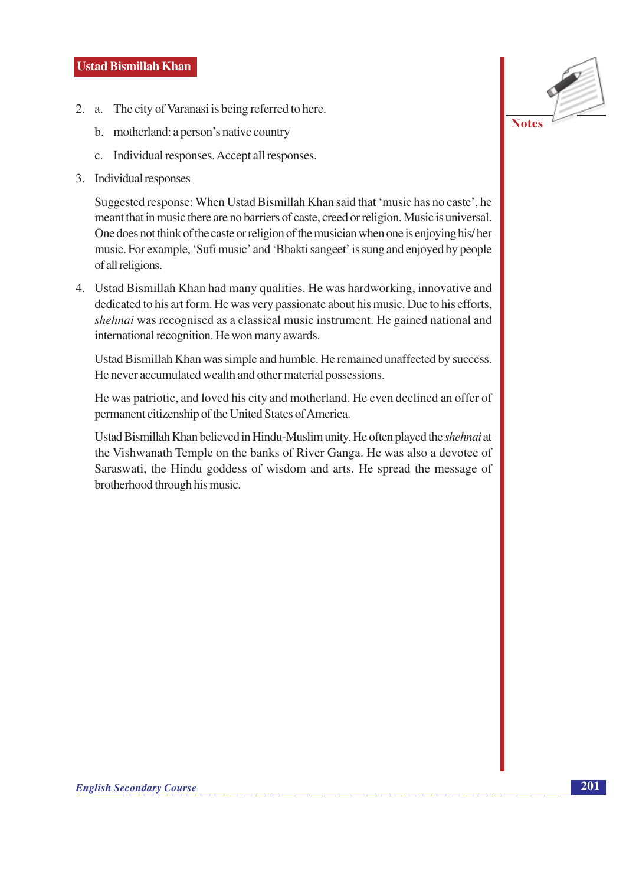2. a. The city of Varanasi is being referred to here.

   b. motherland: a person's native country

   c. Individual responses. Accept all responses.

3. Individual responses

   Suggested response: When Ustad Bismillah Khan said that 'music has no caste', he meant that in music there are no barriers of caste, creed or religion. Music is universal. One does not think of the caste or religion of the musician when one is enjoying his/ her music. For example, 'Sufi music' and 'Bhakti sangeet' is sung and enjoyed by people of all religions.

4. Ustad Bismillah Khan had many qualities. He was hardworking, innovative and dedicated to his art form. He was very passionate about his music. Due to his efforts, *shehnai* was recognised as a classical music instrument. He gained national and international recognition. He won many awards.

   Ustad Bismillah Khan was simple and humble. He remained unaffected by success. He never accumulated wealth and other material possessions.

   He was patriotic, and loved his city and motherland. He even declined an offer of permanent citizenship of the United States of America.

   Ustad Bismillah Khan believed in Hindu-Muslim unity. He often played the *shehnai* at the Vishwanath Temple on the banks of River Ganga. He was also a devotee of Saraswati, the Hindu goddess of wisdom and arts. He spread the message of brotherhood through his music.